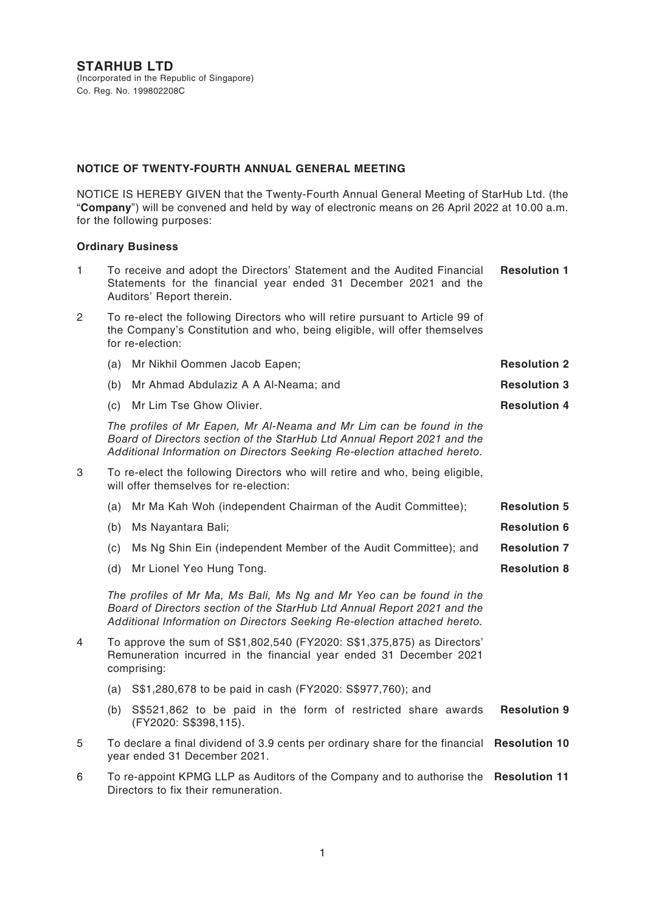# STARHUB LTD

(Incorporated in the Republic of Singapore)
Co. Reg. No. 199802208C

## NOTICE OF TWENTY-FOURTH ANNUAL GENERAL MEETING

NOTICE IS HEREBY GIVEN that the Twenty-Fourth Annual General Meeting of StarHub Ltd. (the "**Company**") will be convened and held by way of electronic means on 26 April 2022 at 10.00 a.m. for the following purposes:

### Ordinary Business

1. To receive and adopt the Directors' Statement and the Audited Financial Statements for the financial year ended 31 December 2021 and the Auditors' Report therein. **Resolution 1**

2. To re-elect the following Directors who will retire pursuant to Article 99 of the Company's Constitution and who, being eligible, will offer themselves for re-election:

   (a) Mr Nikhil Oommen Jacob Eapen; **Resolution 2**

   (b) Mr Ahmad Abdulaziz A A Al-Neama; and **Resolution 3**

   (c) Mr Lim Tse Ghow Olivier. **Resolution 4**

   *The profiles of Mr Eapen, Mr Al-Neama and Mr Lim can be found in the Board of Directors section of the StarHub Ltd Annual Report 2021 and the Additional Information on Directors Seeking Re-election attached hereto.*

3. To re-elect the following Directors who will retire and who, being eligible, will offer themselves for re-election:

   (a) Mr Ma Kah Woh (independent Chairman of the Audit Committee); **Resolution 5**

   (b) Ms Nayantara Bali; **Resolution 6**

   (c) Ms Ng Shin Ein (independent Member of the Audit Committee); and **Resolution 7**

   (d) Mr Lionel Yeo Hung Tong. **Resolution 8**

   *The profiles of Mr Ma, Ms Bali, Ms Ng and Mr Yeo can be found in the Board of Directors section of the StarHub Ltd Annual Report 2021 and the Additional Information on Directors Seeking Re-election attached hereto.*

4. To approve the sum of S$1,802,540 (FY2020: S$1,375,875) as Directors' Remuneration incurred in the financial year ended 31 December 2021 comprising:

   (a) S$1,280,678 to be paid in cash (FY2020: S$977,760); and

   (b) S$521,862 to be paid in the form of restricted share awards (FY2020: S$398,115). **Resolution 9**

5. To declare a final dividend of 3.9 cents per ordinary share for the financial year ended 31 December 2021. **Resolution 10**

6. To re-appoint KPMG LLP as Auditors of the Company and to authorise the Directors to fix their remuneration. **Resolution 11**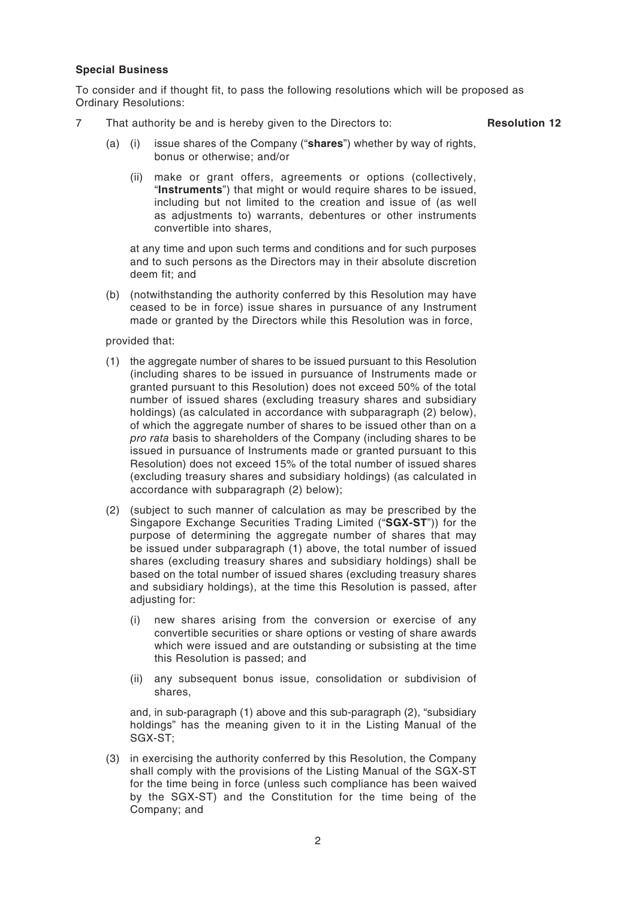**Special Business**

To consider and if thought fit, to pass the following resolutions which will be proposed as Ordinary Resolutions:

7 That authority be and is hereby given to the Directors to: **Resolution 12**

(a) (i) issue shares of the Company ("**shares**") whether by way of rights, bonus or otherwise; and/or

(ii) make or grant offers, agreements or options (collectively, "**Instruments**") that might or would require shares to be issued, including but not limited to the creation and issue of (as well as adjustments to) warrants, debentures or other instruments convertible into shares,

at any time and upon such terms and conditions and for such purposes and to such persons as the Directors may in their absolute discretion deem fit; and

(b) (notwithstanding the authority conferred by this Resolution may have ceased to be in force) issue shares in pursuance of any Instrument made or granted by the Directors while this Resolution was in force,

provided that:

(1) the aggregate number of shares to be issued pursuant to this Resolution (including shares to be issued in pursuance of Instruments made or granted pursuant to this Resolution) does not exceed 50% of the total number of issued shares (excluding treasury shares and subsidiary holdings) (as calculated in accordance with subparagraph (2) below), of which the aggregate number of shares to be issued other than on a *pro rata* basis to shareholders of the Company (including shares to be issued in pursuance of Instruments made or granted pursuant to this Resolution) does not exceed 15% of the total number of issued shares (excluding treasury shares and subsidiary holdings) (as calculated in accordance with subparagraph (2) below);

(2) (subject to such manner of calculation as may be prescribed by the Singapore Exchange Securities Trading Limited ("**SGX-ST**")) for the purpose of determining the aggregate number of shares that may be issued under subparagraph (1) above, the total number of issued shares (excluding treasury shares and subsidiary holdings) shall be based on the total number of issued shares (excluding treasury shares and subsidiary holdings), at the time this Resolution is passed, after adjusting for:

(i) new shares arising from the conversion or exercise of any convertible securities or share options or vesting of share awards which were issued and are outstanding or subsisting at the time this Resolution is passed; and

(ii) any subsequent bonus issue, consolidation or subdivision of shares,

and, in sub-paragraph (1) above and this sub-paragraph (2), "subsidiary holdings" has the meaning given to it in the Listing Manual of the SGX-ST;

(3) in exercising the authority conferred by this Resolution, the Company shall comply with the provisions of the Listing Manual of the SGX-ST for the time being in force (unless such compliance has been waived by the SGX-ST) and the Constitution for the time being of the Company; and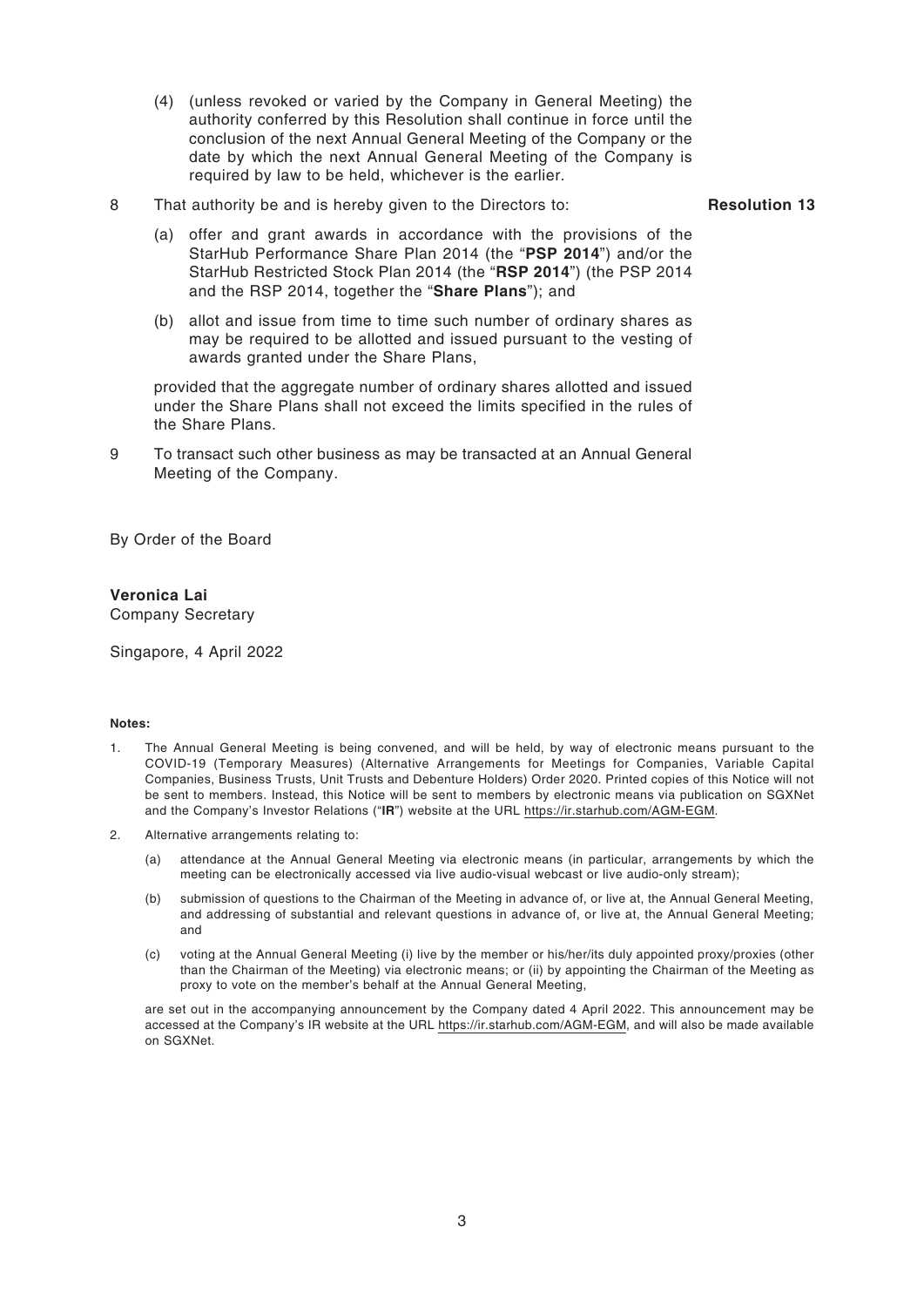(4) (unless revoked or varied by the Company in General Meeting) the authority conferred by this Resolution shall continue in force until the conclusion of the next Annual General Meeting of the Company or the date by which the next Annual General Meeting of the Company is required by law to be held, whichever is the earlier.

8 That authority be and is hereby given to the Directors to: **Resolution 13**

(a) offer and grant awards in accordance with the provisions of the StarHub Performance Share Plan 2014 (the "**PSP 2014**") and/or the StarHub Restricted Stock Plan 2014 (the "**RSP 2014**") (the PSP 2014 and the RSP 2014, together the "**Share Plans**"); and

(b) allot and issue from time to time such number of ordinary shares as may be required to be allotted and issued pursuant to the vesting of awards granted under the Share Plans,

provided that the aggregate number of ordinary shares allotted and issued under the Share Plans shall not exceed the limits specified in the rules of the Share Plans.

9 To transact such other business as may be transacted at an Annual General Meeting of the Company.

By Order of the Board

**Veronica Lai**
Company Secretary

Singapore, 4 April 2022

**Notes:**

1. The Annual General Meeting is being convened, and will be held, by way of electronic means pursuant to the COVID-19 (Temporary Measures) (Alternative Arrangements for Meetings for Companies, Variable Capital Companies, Business Trusts, Unit Trusts and Debenture Holders) Order 2020. Printed copies of this Notice will not be sent to members. Instead, this Notice will be sent to members by electronic means via publication on SGXNet and the Company's Investor Relations ("**IR**") website at the URL https://ir.starhub.com/AGM-EGM.

2. Alternative arrangements relating to:

   (a) attendance at the Annual General Meeting via electronic means (in particular, arrangements by which the meeting can be electronically accessed via live audio-visual webcast or live audio-only stream);

   (b) submission of questions to the Chairman of the Meeting in advance of, or live at, the Annual General Meeting, and addressing of substantial and relevant questions in advance of, or live at, the Annual General Meeting; and

   (c) voting at the Annual General Meeting (i) live by the member or his/her/its duly appointed proxy/proxies (other than the Chairman of the Meeting) via electronic means; or (ii) by appointing the Chairman of the Meeting as proxy to vote on the member's behalf at the Annual General Meeting,

   are set out in the accompanying announcement by the Company dated 4 April 2022. This announcement may be accessed at the Company's IR website at the URL https://ir.starhub.com/AGM-EGM, and will also be made available on SGXNet.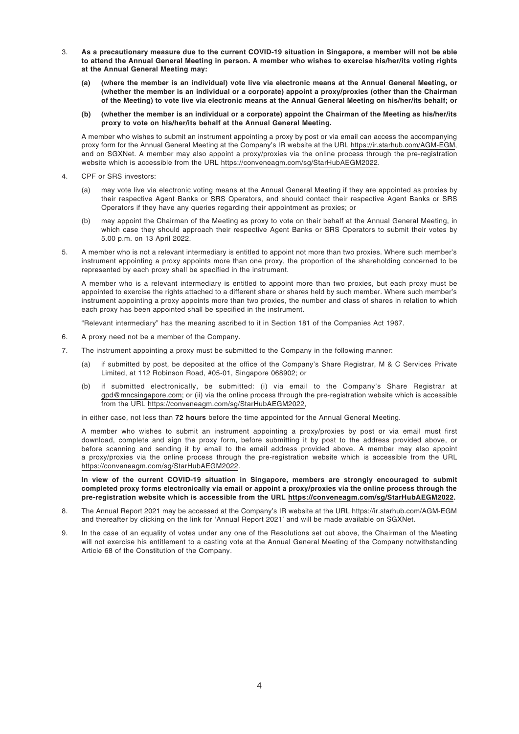3. **As a precautionary measure due to the current COVID-19 situation in Singapore, a member will not be able to attend the Annual General Meeting in person. A member who wishes to exercise his/her/its voting rights at the Annual General Meeting may:**

   **(a) (where the member is an individual) vote live via electronic means at the Annual General Meeting, or (whether the member is an individual or a corporate) appoint a proxy/proxies (other than the Chairman of the Meeting) to vote live via electronic means at the Annual General Meeting on his/her/its behalf; or**

   **(b) (whether the member is an individual or a corporate) appoint the Chairman of the Meeting as his/her/its proxy to vote on his/her/its behalf at the Annual General Meeting.**

   A member who wishes to submit an instrument appointing a proxy by post or via email can access the accompanying proxy form for the Annual General Meeting at the Company's IR website at the URL https://ir.starhub.com/AGM-EGM, and on SGXNet. A member may also appoint a proxy/proxies via the online process through the pre-registration website which is accessible from the URL https://conveneagm.com/sg/StarHubAEGM2022.

4. CPF or SRS investors:

   (a) may vote live via electronic voting means at the Annual General Meeting if they are appointed as proxies by their respective Agent Banks or SRS Operators, and should contact their respective Agent Banks or SRS Operators if they have any queries regarding their appointment as proxies; or

   (b) may appoint the Chairman of the Meeting as proxy to vote on their behalf at the Annual General Meeting, in which case they should approach their respective Agent Banks or SRS Operators to submit their votes by 5.00 p.m. on 13 April 2022.

5. A member who is not a relevant intermediary is entitled to appoint not more than two proxies. Where such member's instrument appointing a proxy appoints more than one proxy, the proportion of the shareholding concerned to be represented by each proxy shall be specified in the instrument.

   A member who is a relevant intermediary is entitled to appoint more than two proxies, but each proxy must be appointed to exercise the rights attached to a different share or shares held by such member. Where such member's instrument appointing a proxy appoints more than two proxies, the number and class of shares in relation to which each proxy has been appointed shall be specified in the instrument.

   "Relevant intermediary" has the meaning ascribed to it in Section 181 of the Companies Act 1967.

6. A proxy need not be a member of the Company.

7. The instrument appointing a proxy must be submitted to the Company in the following manner:

   (a) if submitted by post, be deposited at the office of the Company's Share Registrar, M & C Services Private Limited, at 112 Robinson Road, #05-01, Singapore 068902; or

   (b) if submitted electronically, be submitted: (i) via email to the Company's Share Registrar at gpd@mncsingapore.com; or (ii) via the online process through the pre-registration website which is accessible from the URL https://conveneagm.com/sg/StarHubAEGM2022,

   in either case, not less than **72 hours** before the time appointed for the Annual General Meeting.

   A member who wishes to submit an instrument appointing a proxy/proxies by post or via email must first download, complete and sign the proxy form, before submitting it by post to the address provided above, or before scanning and sending it by email to the email address provided above. A member may also appoint a proxy/proxies via the online process through the pre-registration website which is accessible from the URL https://conveneagm.com/sg/StarHubAEGM2022.

   **In view of the current COVID-19 situation in Singapore, members are strongly encouraged to submit completed proxy forms electronically via email or appoint a proxy/proxies via the online process through the pre-registration website which is accessible from the URL https://conveneagm.com/sg/StarHubAEGM2022.**

8. The Annual Report 2021 may be accessed at the Company's IR website at the URL https://ir.starhub.com/AGM-EGM and thereafter by clicking on the link for 'Annual Report 2021' and will be made available on SGXNet.

9. In the case of an equality of votes under any one of the Resolutions set out above, the Chairman of the Meeting will not exercise his entitlement to a casting vote at the Annual General Meeting of the Company notwithstanding Article 68 of the Constitution of the Company.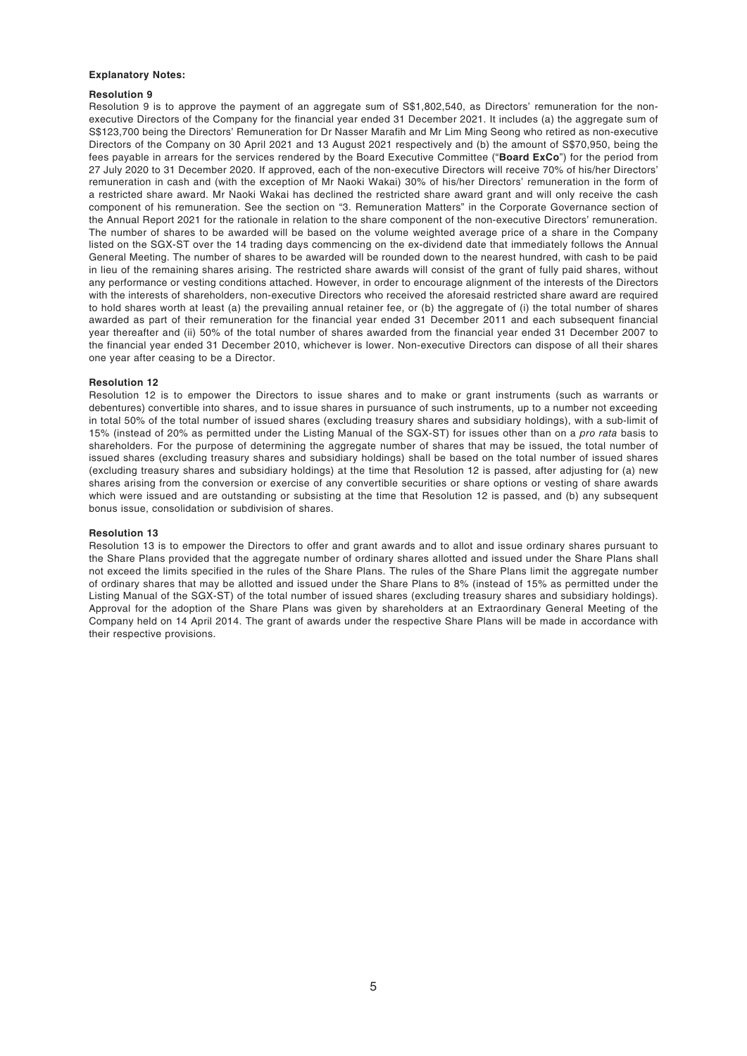**Explanatory Notes:**

**Resolution 9**

Resolution 9 is to approve the payment of an aggregate sum of S$1,802,540, as Directors' remuneration for the non-executive Directors of the Company for the financial year ended 31 December 2021. It includes (a) the aggregate sum of S$123,700 being the Directors' Remuneration for Dr Nasser Marafih and Mr Lim Ming Seong who retired as non-executive Directors of the Company on 30 April 2021 and 13 August 2021 respectively and (b) the amount of S$70,950, being the fees payable in arrears for the services rendered by the Board Executive Committee ("**Board ExCo**") for the period from 27 July 2020 to 31 December 2020. If approved, each of the non-executive Directors will receive 70% of his/her Directors' remuneration in cash and (with the exception of Mr Naoki Wakai) 30% of his/her Directors' remuneration in the form of a restricted share award. Mr Naoki Wakai has declined the restricted share award grant and will only receive the cash component of his remuneration. See the section on "3. Remuneration Matters" in the Corporate Governance section of the Annual Report 2021 for the rationale in relation to the share component of the non-executive Directors' remuneration. The number of shares to be awarded will be based on the volume weighted average price of a share in the Company listed on the SGX-ST over the 14 trading days commencing on the ex-dividend date that immediately follows the Annual General Meeting. The number of shares to be awarded will be rounded down to the nearest hundred, with cash to be paid in lieu of the remaining shares arising. The restricted share awards will consist of the grant of fully paid shares, without any performance or vesting conditions attached. However, in order to encourage alignment of the interests of the Directors with the interests of shareholders, non-executive Directors who received the aforesaid restricted share award are required to hold shares worth at least (a) the prevailing annual retainer fee, or (b) the aggregate of (i) the total number of shares awarded as part of their remuneration for the financial year ended 31 December 2011 and each subsequent financial year thereafter and (ii) 50% of the total number of shares awarded from the financial year ended 31 December 2007 to the financial year ended 31 December 2010, whichever is lower. Non-executive Directors can dispose of all their shares one year after ceasing to be a Director.

**Resolution 12**

Resolution 12 is to empower the Directors to issue shares and to make or grant instruments (such as warrants or debentures) convertible into shares, and to issue shares in pursuance of such instruments, up to a number not exceeding in total 50% of the total number of issued shares (excluding treasury shares and subsidiary holdings), with a sub-limit of 15% (instead of 20% as permitted under the Listing Manual of the SGX-ST) for issues other than on a *pro rata* basis to shareholders. For the purpose of determining the aggregate number of shares that may be issued, the total number of issued shares (excluding treasury shares and subsidiary holdings) shall be based on the total number of issued shares (excluding treasury shares and subsidiary holdings) at the time that Resolution 12 is passed, after adjusting for (a) new shares arising from the conversion or exercise of any convertible securities or share options or vesting of share awards which were issued and are outstanding or subsisting at the time that Resolution 12 is passed, and (b) any subsequent bonus issue, consolidation or subdivision of shares.

**Resolution 13**

Resolution 13 is to empower the Directors to offer and grant awards and to allot and issue ordinary shares pursuant to the Share Plans provided that the aggregate number of ordinary shares allotted and issued under the Share Plans shall not exceed the limits specified in the rules of the Share Plans. The rules of the Share Plans limit the aggregate number of ordinary shares that may be allotted and issued under the Share Plans to 8% (instead of 15% as permitted under the Listing Manual of the SGX-ST) of the total number of issued shares (excluding treasury shares and subsidiary holdings). Approval for the adoption of the Share Plans was given by shareholders at an Extraordinary General Meeting of the Company held on 14 April 2014. The grant of awards under the respective Share Plans will be made in accordance with their respective provisions.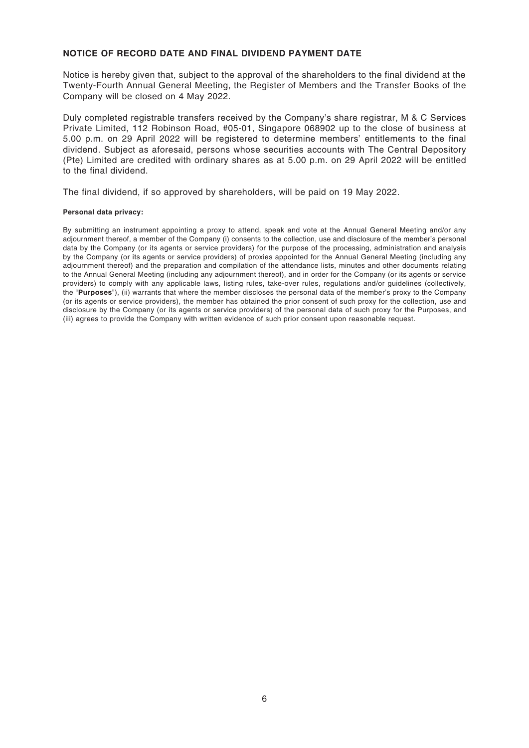## NOTICE OF RECORD DATE AND FINAL DIVIDEND PAYMENT DATE

Notice is hereby given that, subject to the approval of the shareholders to the final dividend at the Twenty-Fourth Annual General Meeting, the Register of Members and the Transfer Books of the Company will be closed on 4 May 2022.

Duly completed registrable transfers received by the Company's share registrar, M & C Services Private Limited, 112 Robinson Road, #05-01, Singapore 068902 up to the close of business at 5.00 p.m. on 29 April 2022 will be registered to determine members' entitlements to the final dividend. Subject as aforesaid, persons whose securities accounts with The Central Depository (Pte) Limited are credited with ordinary shares as at 5.00 p.m. on 29 April 2022 will be entitled to the final dividend.

The final dividend, if so approved by shareholders, will be paid on 19 May 2022.

**Personal data privacy:**

By submitting an instrument appointing a proxy to attend, speak and vote at the Annual General Meeting and/or any adjournment thereof, a member of the Company (i) consents to the collection, use and disclosure of the member's personal data by the Company (or its agents or service providers) for the purpose of the processing, administration and analysis by the Company (or its agents or service providers) of proxies appointed for the Annual General Meeting (including any adjournment thereof) and the preparation and compilation of the attendance lists, minutes and other documents relating to the Annual General Meeting (including any adjournment thereof), and in order for the Company (or its agents or service providers) to comply with any applicable laws, listing rules, take-over rules, regulations and/or guidelines (collectively, the "**Purposes**"), (ii) warrants that where the member discloses the personal data of the member's proxy to the Company (or its agents or service providers), the member has obtained the prior consent of such proxy for the collection, use and disclosure by the Company (or its agents or service providers) of the personal data of such proxy for the Purposes, and (iii) agrees to provide the Company with written evidence of such prior consent upon reasonable request.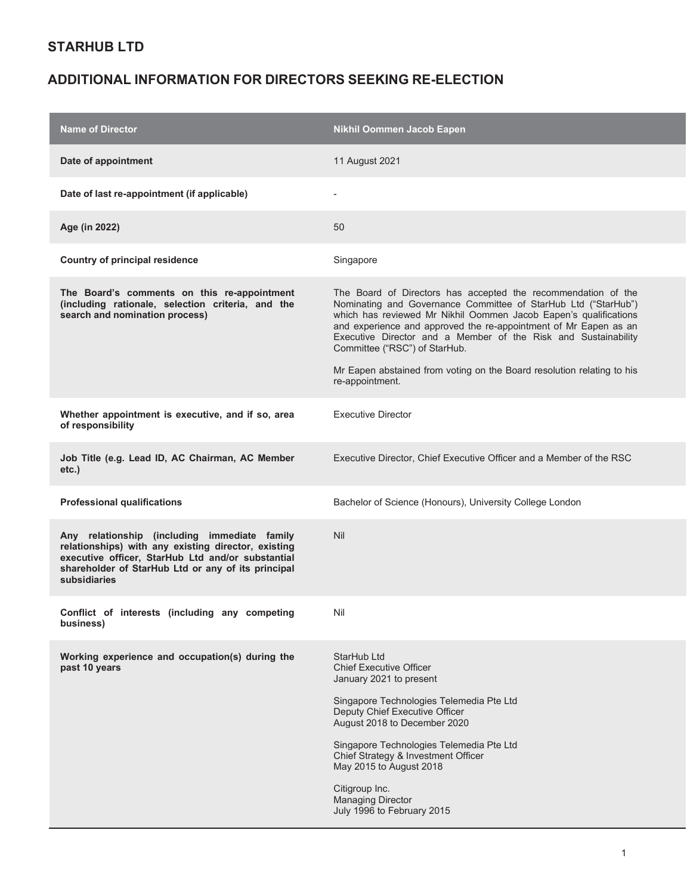## STARHUB LTD

## ADDITIONAL INFORMATION FOR DIRECTORS SEEKING RE-ELECTION

| Name of Director | Nikhil Oommen Jacob Eapen |
|---|---|
| **Date of appointment** | 11 August 2021 |
| **Date of last re-appointment (if applicable)** | - |
| **Age (in 2022)** | 50 |
| **Country of principal residence** | Singapore |
| **The Board's comments on this re-appointment (including rationale, selection criteria, and the search and nomination process)** | The Board of Directors has accepted the recommendation of the Nominating and Governance Committee of StarHub Ltd ("StarHub") which has reviewed Mr Nikhil Oommen Jacob Eapen's qualifications and experience and approved the re-appointment of Mr Eapen as an Executive Director and a Member of the Risk and Sustainability Committee ("RSC") of StarHub.<br><br>Mr Eapen abstained from voting on the Board resolution relating to his re-appointment. |
| **Whether appointment is executive, and if so, area of responsibility** | Executive Director |
| **Job Title (e.g. Lead ID, AC Chairman, AC Member etc.)** | Executive Director, Chief Executive Officer and a Member of the RSC |
| **Professional qualifications** | Bachelor of Science (Honours), University College London |
| **Any relationship (including immediate family relationships) with any existing director, existing executive officer, StarHub Ltd and/or substantial shareholder of StarHub Ltd or any of its principal subsidiaries** | Nil |
| **Conflict of interests (including any competing business)** | Nil |
| **Working experience and occupation(s) during the past 10 years** | StarHub Ltd<br>Chief Executive Officer<br>January 2021 to present<br><br>Singapore Technologies Telemedia Pte Ltd<br>Deputy Chief Executive Officer<br>August 2018 to December 2020<br><br>Singapore Technologies Telemedia Pte Ltd<br>Chief Strategy & Investment Officer<br>May 2015 to August 2018<br><br>Citigroup Inc.<br>Managing Director<br>July 1996 to February 2015 |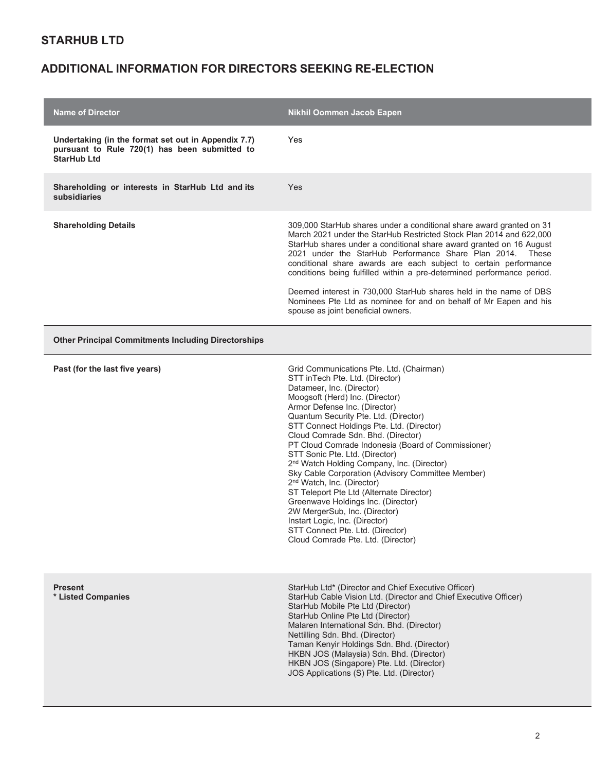## STARHUB LTD

## ADDITIONAL INFORMATION FOR DIRECTORS SEEKING RE-ELECTION

| Name of Director | Nikhil Oommen Jacob Eapen |
|---|---|
| **Undertaking (in the format set out in Appendix 7.7) pursuant to Rule 720(1) has been submitted to StarHub Ltd** | Yes |
| **Shareholding or interests in StarHub Ltd and its subsidiaries** | Yes |
| **Shareholding Details** | 309,000 StarHub shares under a conditional share award granted on 31 March 2021 under the StarHub Restricted Stock Plan 2014 and 622,000 StarHub shares under a conditional share award granted on 16 August 2021 under the StarHub Performance Share Plan 2014. These conditional share awards are each subject to certain performance conditions being fulfilled within a pre-determined performance period.<br><br>Deemed interest in 730,000 StarHub shares held in the name of DBS Nominees Pte Ltd as nominee for and on behalf of Mr Eapen and his spouse as joint beneficial owners. |
| **Other Principal Commitments Including Directorships** | |
| **Past (for the last five years)** | Grid Communications Pte. Ltd. (Chairman)<br>STT inTech Pte. Ltd. (Director)<br>Datameer, Inc. (Director)<br>Moogsoft (Herd) Inc. (Director)<br>Armor Defense Inc. (Director)<br>Quantum Security Pte. Ltd. (Director)<br>STT Connect Holdings Pte. Ltd. (Director)<br>Cloud Comrade Sdn. Bhd. (Director)<br>PT Cloud Comrade Indonesia (Board of Commissioner)<br>STT Sonic Pte. Ltd. (Director)<br>2nd Watch Holding Company, Inc. (Director)<br>Sky Cable Corporation (Advisory Committee Member)<br>2nd Watch, Inc. (Director)<br>ST Teleport Pte Ltd (Alternate Director)<br>Greenwave Holdings Inc. (Director)<br>2W MergerSub, Inc. (Director)<br>Instart Logic, Inc. (Director)<br>STT Connect Pte. Ltd. (Director)<br>Cloud Comrade Pte. Ltd. (Director) |
| **Present**<br>**\* Listed Companies** | StarHub Ltd* (Director and Chief Executive Officer)<br>StarHub Cable Vision Ltd. (Director and Chief Executive Officer)<br>StarHub Mobile Pte Ltd (Director)<br>StarHub Online Pte Ltd (Director)<br>Malaren International Sdn. Bhd. (Director)<br>Nettilling Sdn. Bhd. (Director)<br>Taman Kenyir Holdings Sdn. Bhd. (Director)<br>HKBN JOS (Malaysia) Sdn. Bhd. (Director)<br>HKBN JOS (Singapore) Pte. Ltd. (Director)<br>JOS Applications (S) Pte. Ltd. (Director) |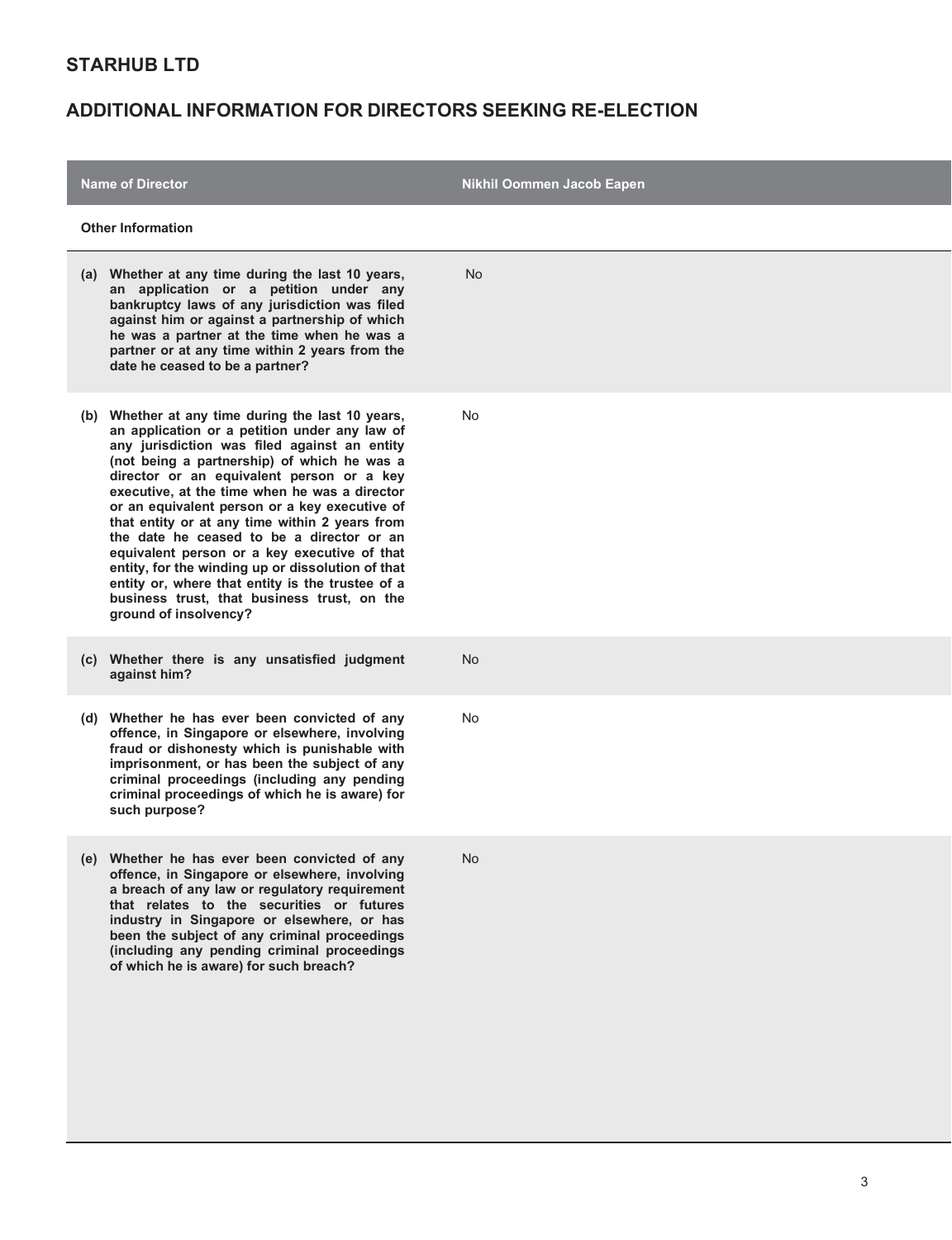## STARHUB LTD

## ADDITIONAL INFORMATION FOR DIRECTORS SEEKING RE-ELECTION

| Name of Director | Nikhil Oommen Jacob Eapen |
|---|---|
| **Other Information** | |
| **(a) Whether at any time during the last 10 years, an application or a petition under any bankruptcy laws of any jurisdiction was filed against him or against a partnership of which he was a partner at the time when he was a partner or at any time within 2 years from the date he ceased to be a partner?** | No |
| **(b) Whether at any time during the last 10 years, an application or a petition under any law of any jurisdiction was filed against an entity (not being a partnership) of which he was a director or an equivalent person or a key executive, at the time when he was a director or an equivalent person or a key executive of that entity or at any time within 2 years from the date he ceased to be a director or an equivalent person or a key executive of that entity, for the winding up or dissolution of that entity or, where that entity is the trustee of a business trust, that business trust, on the ground of insolvency?** | No |
| **(c) Whether there is any unsatisfied judgment against him?** | No |
| **(d) Whether he has ever been convicted of any offence, in Singapore or elsewhere, involving fraud or dishonesty which is punishable with imprisonment, or has been the subject of any criminal proceedings (including any pending criminal proceedings of which he is aware) for such purpose?** | No |
| **(e) Whether he has ever been convicted of any offence, in Singapore or elsewhere, involving a breach of any law or regulatory requirement that relates to the securities or futures industry in Singapore or elsewhere, or has been the subject of any criminal proceedings (including any pending criminal proceedings of which he is aware) for such breach?** | No |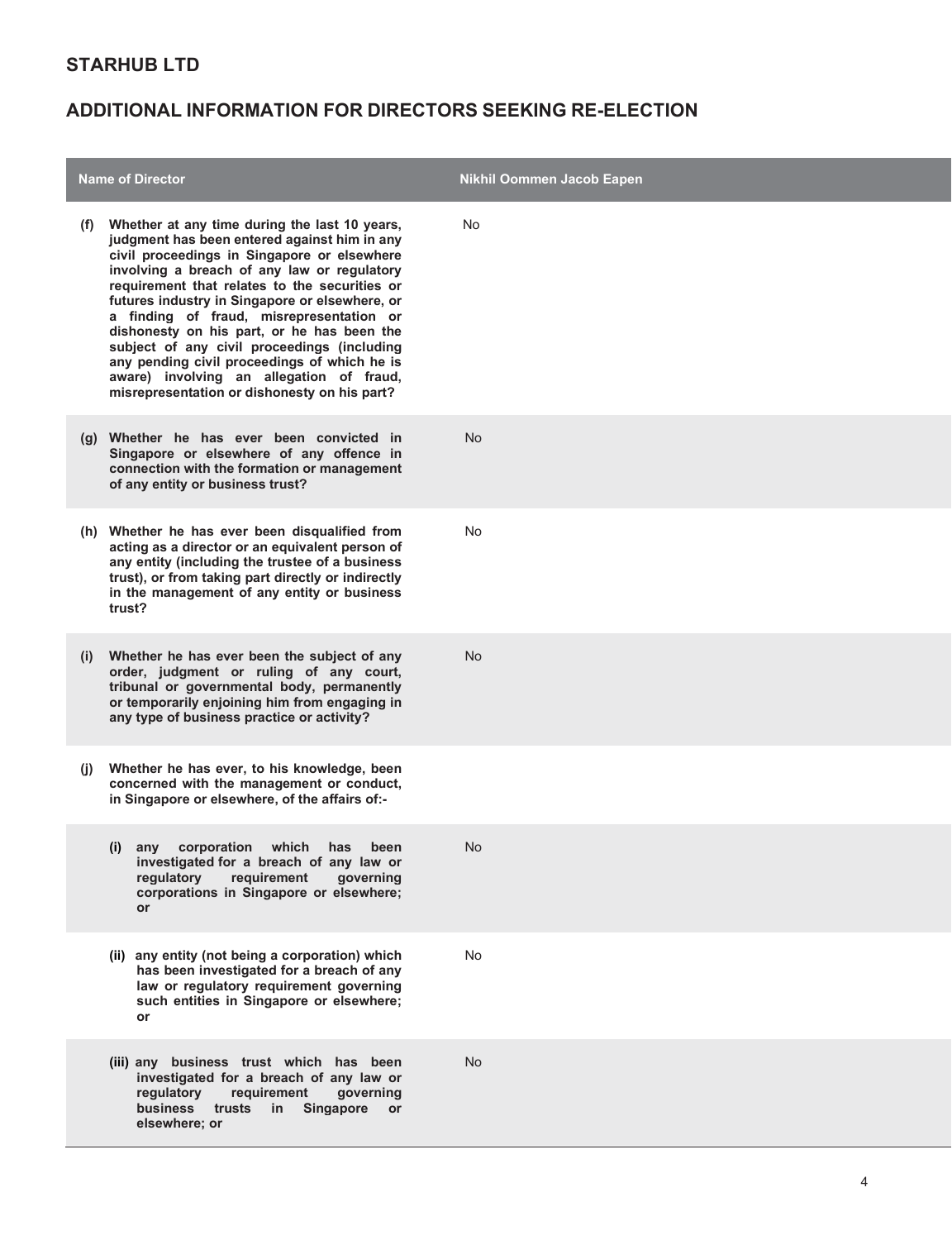## STARHUB LTD

## ADDITIONAL INFORMATION FOR DIRECTORS SEEKING RE-ELECTION

| Name of Director | Nikhil Oommen Jacob Eapen |
|---|---|
| **(f) Whether at any time during the last 10 years, judgment has been entered against him in any civil proceedings in Singapore or elsewhere involving a breach of any law or regulatory requirement that relates to the securities or futures industry in Singapore or elsewhere, or a finding of fraud, misrepresentation or dishonesty on his part, or he has been the subject of any civil proceedings (including any pending civil proceedings of which he is aware) involving an allegation of fraud, misrepresentation or dishonesty on his part?** | No |
| **(g) Whether he has ever been convicted in Singapore or elsewhere of any offence in connection with the formation or management of any entity or business trust?** | No |
| **(h) Whether he has ever been disqualified from acting as a director or an equivalent person of any entity (including the trustee of a business trust), or from taking part directly or indirectly in the management of any entity or business trust?** | No |
| **(i) Whether he has ever been the subject of any order, judgment or ruling of any court, tribunal or governmental body, permanently or temporarily enjoining him from engaging in any type of business practice or activity?** | No |
| **(j) Whether he has ever, to his knowledge, been concerned with the management or conduct, in Singapore or elsewhere, of the affairs of:-** | |
| **(i) any corporation which has been investigated for a breach of any law or regulatory requirement governing corporations in Singapore or elsewhere; or** | No |
| **(ii) any entity (not being a corporation) which has been investigated for a breach of any law or regulatory requirement governing such entities in Singapore or elsewhere; or** | No |
| **(iii) any business trust which has been investigated for a breach of any law or regulatory requirement governing business trusts in Singapore or elsewhere; or** | No |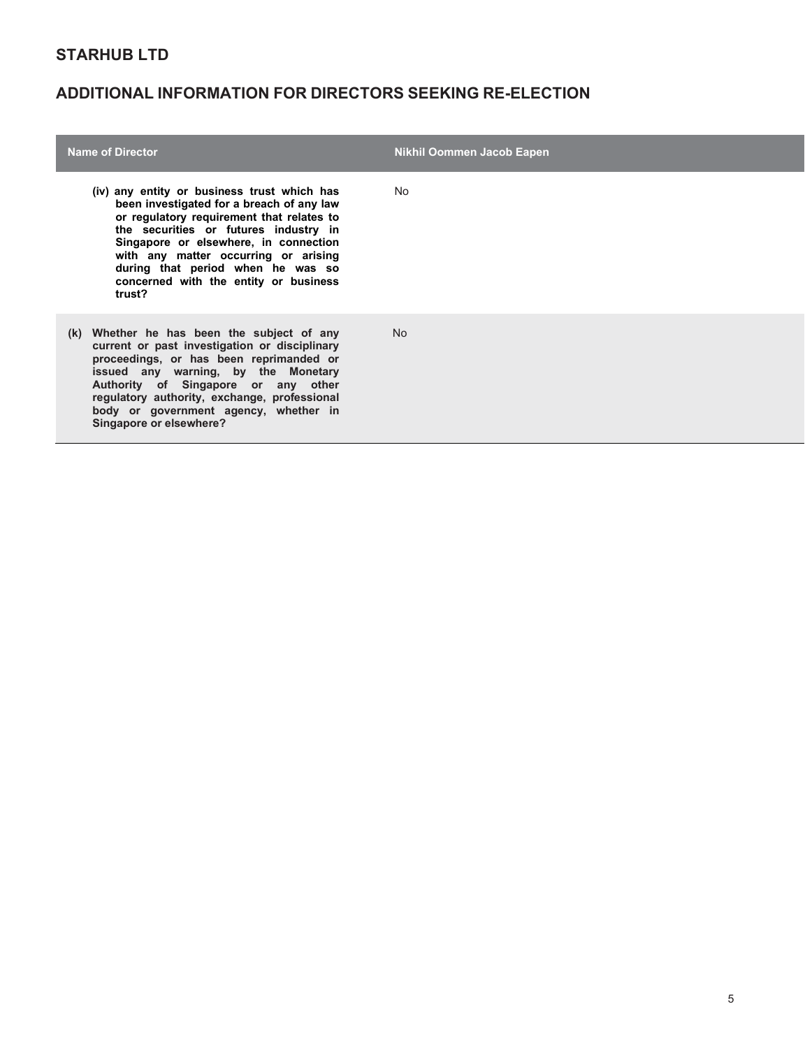## STARHUB LTD

## ADDITIONAL INFORMATION FOR DIRECTORS SEEKING RE-ELECTION

| Name of Director | Nikhil Oommen Jacob Eapen |
| --- | --- |
| **(iv) any entity or business trust which has been investigated for a breach of any law or regulatory requirement that relates to the securities or futures industry in Singapore or elsewhere, in connection with any matter occurring or arising during that period when he was so concerned with the entity or business trust?** | No |
| **(k) Whether he has been the subject of any current or past investigation or disciplinary proceedings, or has been reprimanded or issued any warning, by the Monetary Authority of Singapore or any other regulatory authority, exchange, professional body or government agency, whether in Singapore or elsewhere?** | No |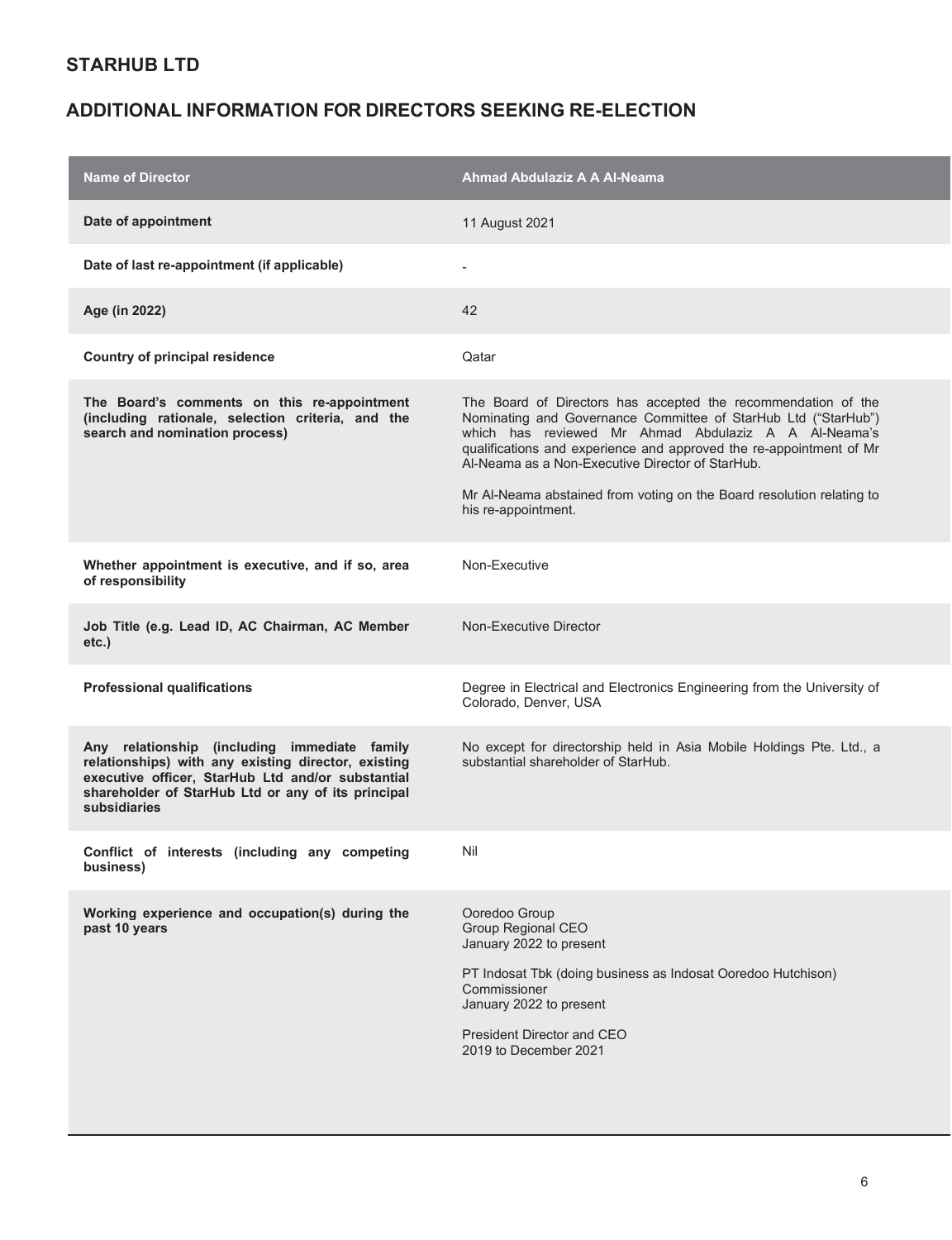## STARHUB LTD

## ADDITIONAL INFORMATION FOR DIRECTORS SEEKING RE-ELECTION

| Name of Director | Ahmad Abdulaziz A A Al-Neama |
|---|---|
| **Date of appointment** | 11 August 2021 |
| **Date of last re-appointment (if applicable)** | - |
| **Age (in 2022)** | 42 |
| **Country of principal residence** | Qatar |
| **The Board's comments on this re-appointment (including rationale, selection criteria, and the search and nomination process)** | The Board of Directors has accepted the recommendation of the Nominating and Governance Committee of StarHub Ltd ("StarHub") which has reviewed Mr Ahmad Abdulaziz A A Al-Neama's qualifications and experience and approved the re-appointment of Mr Al-Neama as a Non-Executive Director of StarHub.<br><br>Mr Al-Neama abstained from voting on the Board resolution relating to his re-appointment. |
| **Whether appointment is executive, and if so, area of responsibility** | Non-Executive |
| **Job Title (e.g. Lead ID, AC Chairman, AC Member etc.)** | Non-Executive Director |
| **Professional qualifications** | Degree in Electrical and Electronics Engineering from the University of Colorado, Denver, USA |
| **Any relationship (including immediate family relationships) with any existing director, existing executive officer, StarHub Ltd and/or substantial shareholder of StarHub Ltd or any of its principal subsidiaries** | No except for directorship held in Asia Mobile Holdings Pte. Ltd., a substantial shareholder of StarHub. |
| **Conflict of interests (including any competing business)** | Nil |
| **Working experience and occupation(s) during the past 10 years** | Ooredoo Group<br>Group Regional CEO<br>January 2022 to present<br><br>PT Indosat Tbk (doing business as Indosat Ooredoo Hutchison)<br>Commissioner<br>January 2022 to present<br><br>President Director and CEO<br>2019 to December 2021 |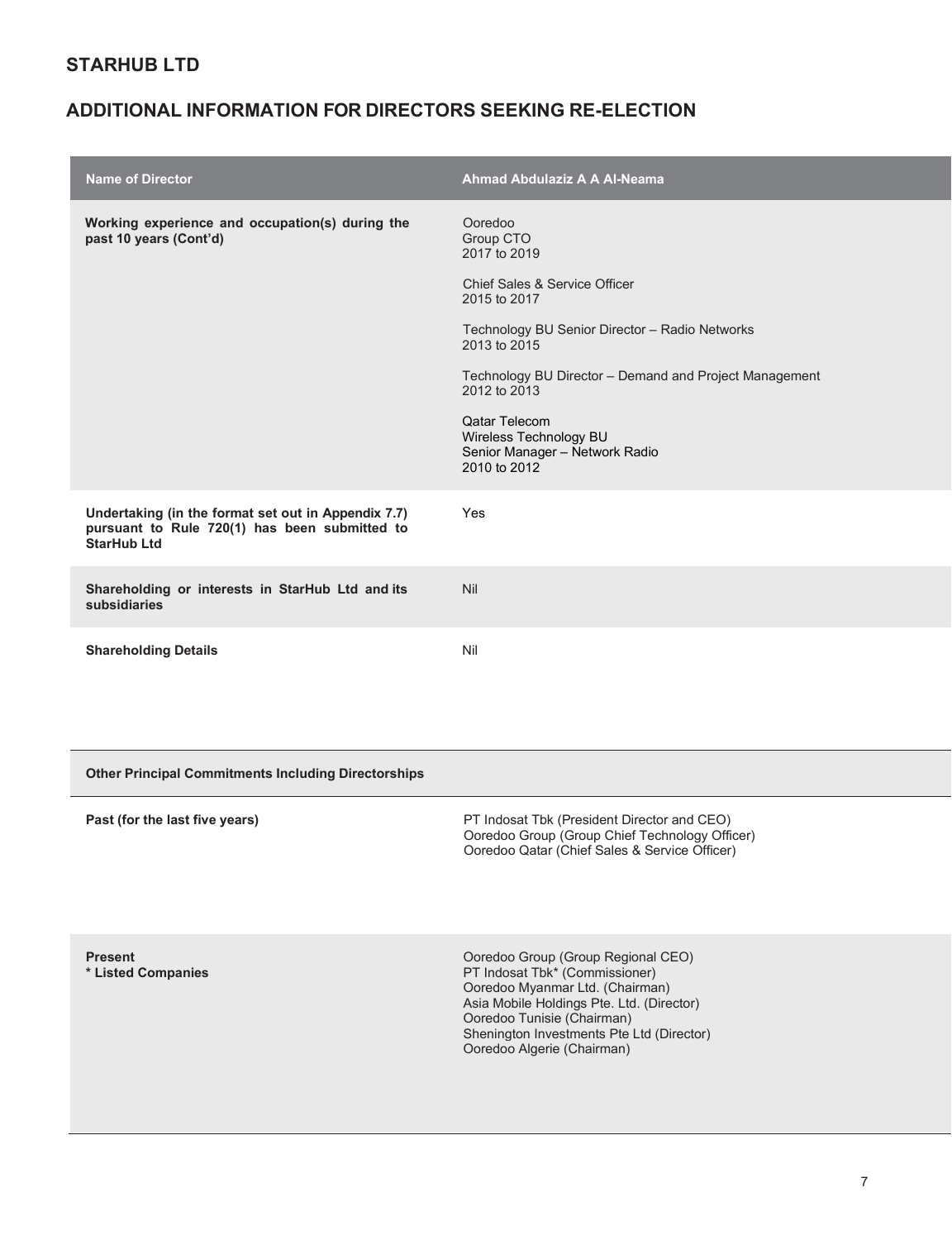## STARHUB LTD

## ADDITIONAL INFORMATION FOR DIRECTORS SEEKING RE-ELECTION

| Name of Director | Ahmad Abdulaziz A A Al-Neama |
|---|---|
| **Working experience and occupation(s) during the past 10 years (Cont'd)** | Ooredoo<br>Group CTO<br>2017 to 2019<br><br>Chief Sales & Service Officer<br>2015 to 2017<br><br>Technology BU Senior Director – Radio Networks<br>2013 to 2015<br><br>Technology BU Director – Demand and Project Management<br>2012 to 2013<br><br>Qatar Telecom<br>Wireless Technology BU<br>Senior Manager – Network Radio<br>2010 to 2012 |
| **Undertaking (in the format set out in Appendix 7.7) pursuant to Rule 720(1) has been submitted to StarHub Ltd** | Yes |
| **Shareholding or interests in StarHub Ltd and its subsidiaries** | Nil |
| **Shareholding Details** | Nil |
| **Other Principal Commitments Including Directorships** | |
| **Past (for the last five years)** | PT Indosat Tbk (President Director and CEO)<br>Ooredoo Group (Group Chief Technology Officer)<br>Ooredoo Qatar (Chief Sales & Service Officer) |
| **Present**<br>**\* Listed Companies** | Ooredoo Group (Group Regional CEO)<br>PT Indosat Tbk* (Commissioner)<br>Ooredoo Myanmar Ltd. (Chairman)<br>Asia Mobile Holdings Pte. Ltd. (Director)<br>Ooredoo Tunisie (Chairman)<br>Shenington Investments Pte Ltd (Director)<br>Ooredoo Algerie (Chairman) |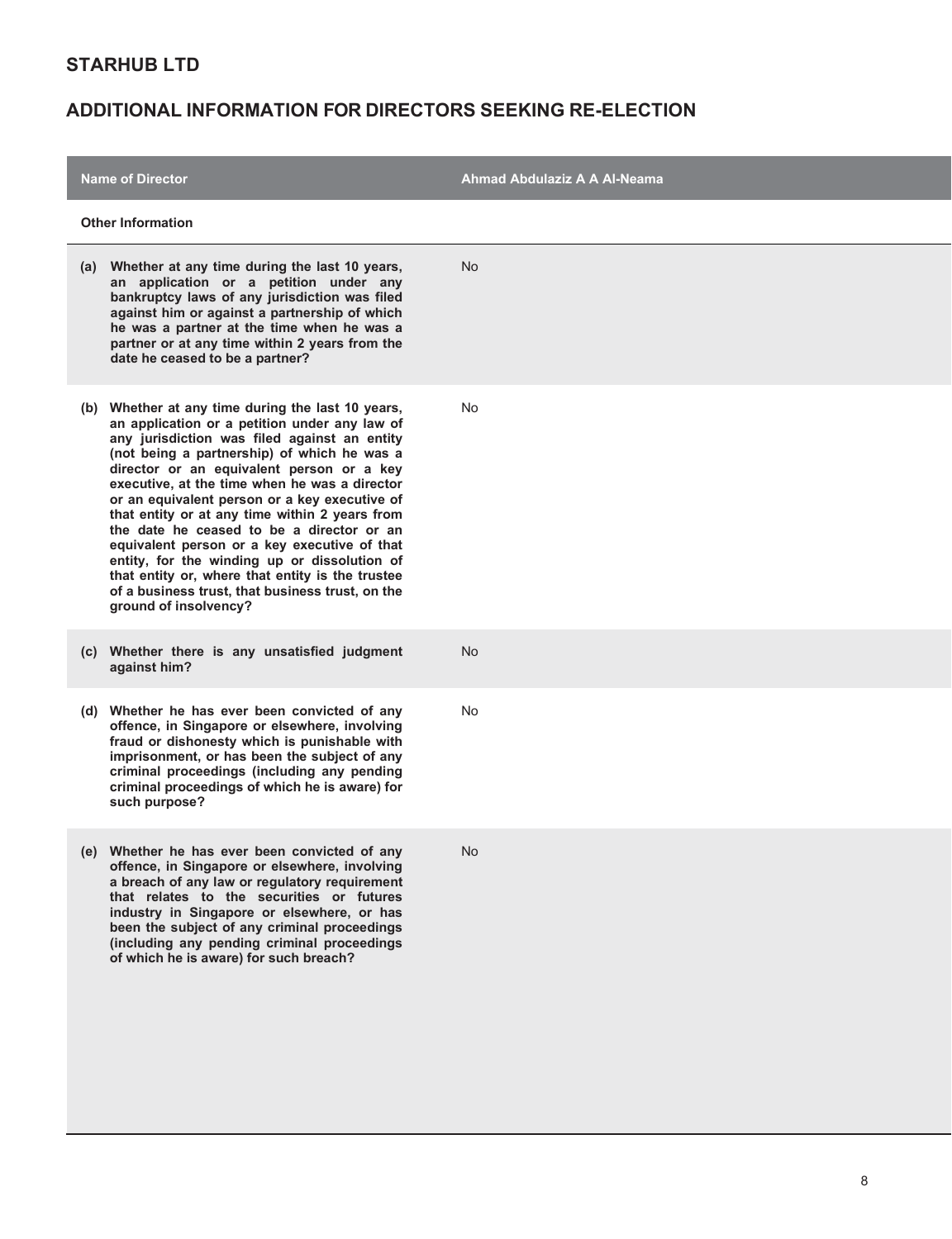## STARHUB LTD

## ADDITIONAL INFORMATION FOR DIRECTORS SEEKING RE-ELECTION

| Name of Director | Ahmad Abdulaziz A A Al-Neama |
|---|---|
| **Other Information** | |
| **(a) Whether at any time during the last 10 years, an application or a petition under any bankruptcy laws of any jurisdiction was filed against him or against a partnership of which he was a partner at the time when he was a partner or at any time within 2 years from the date he ceased to be a partner?** | No |
| **(b) Whether at any time during the last 10 years, an application or a petition under any law of any jurisdiction was filed against an entity (not being a partnership) of which he was a director or an equivalent person or a key executive, at the time when he was a director or an equivalent person or a key executive of that entity or at any time within 2 years from the date he ceased to be a director or an equivalent person or a key executive of that entity, for the winding up or dissolution of that entity or, where that entity is the trustee of a business trust, that business trust, on the ground of insolvency?** | No |
| **(c) Whether there is any unsatisfied judgment against him?** | No |
| **(d) Whether he has ever been convicted of any offence, in Singapore or elsewhere, involving fraud or dishonesty which is punishable with imprisonment, or has been the subject of any criminal proceedings (including any pending criminal proceedings of which he is aware) for such purpose?** | No |
| **(e) Whether he has ever been convicted of any offence, in Singapore or elsewhere, involving a breach of any law or regulatory requirement that relates to the securities or futures industry in Singapore or elsewhere, or has been the subject of any criminal proceedings (including any pending criminal proceedings of which he is aware) for such breach?** | No |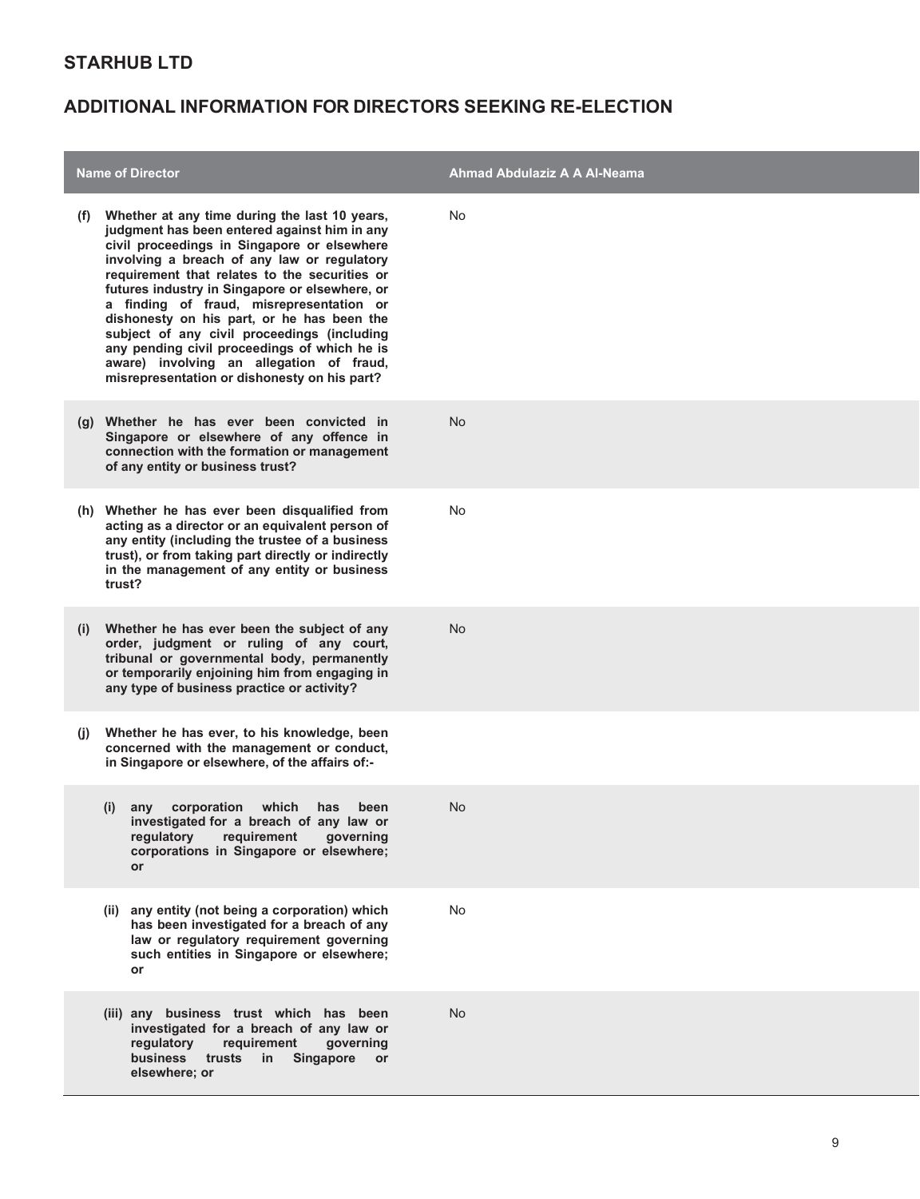## STARHUB LTD

## ADDITIONAL INFORMATION FOR DIRECTORS SEEKING RE-ELECTION

| Name of Director | Ahmad Abdulaziz A A Al-Neama |
|---|---|
| **(f) Whether at any time during the last 10 years, judgment has been entered against him in any civil proceedings in Singapore or elsewhere involving a breach of any law or regulatory requirement that relates to the securities or futures industry in Singapore or elsewhere, or a finding of fraud, misrepresentation or dishonesty on his part, or he has been the subject of any civil proceedings (including any pending civil proceedings of which he is aware) involving an allegation of fraud, misrepresentation or dishonesty on his part?** | No |
| **(g) Whether he has ever been convicted in Singapore or elsewhere of any offence in connection with the formation or management of any entity or business trust?** | No |
| **(h) Whether he has ever been disqualified from acting as a director or an equivalent person of any entity (including the trustee of a business trust), or from taking part directly or indirectly in the management of any entity or business trust?** | No |
| **(i) Whether he has ever been the subject of any order, judgment or ruling of any court, tribunal or governmental body, permanently or temporarily enjoining him from engaging in any type of business practice or activity?** | No |
| **(j) Whether he has ever, to his knowledge, been concerned with the management or conduct, in Singapore or elsewhere, of the affairs of:-** | |
| **(i) any corporation which has been investigated for a breach of any law or regulatory requirement governing corporations in Singapore or elsewhere; or** | No |
| **(ii) any entity (not being a corporation) which has been investigated for a breach of any law or regulatory requirement governing such entities in Singapore or elsewhere; or** | No |
| **(iii) any business trust which has been investigated for a breach of any law or regulatory requirement governing business trusts in Singapore or elsewhere; or** | No |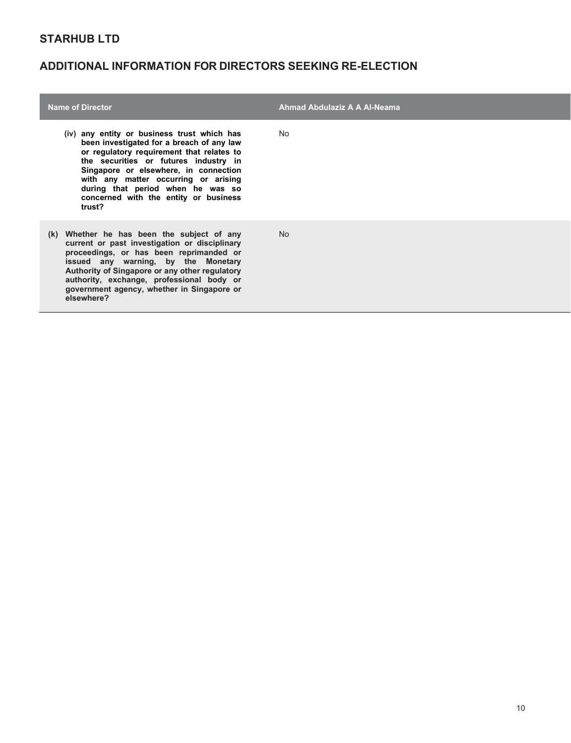## STARHUB LTD

## ADDITIONAL INFORMATION FOR DIRECTORS SEEKING RE-ELECTION

| Name of Director | Ahmad Abdulaziz A A Al-Neama |
|---|---|
| **(iv) any entity or business trust which has been investigated for a breach of any law or regulatory requirement that relates to the securities or futures industry in Singapore or elsewhere, in connection with any matter occurring or arising during that period when he was so concerned with the entity or business trust?** | No |
| **(k) Whether he has been the subject of any current or past investigation or disciplinary proceedings, or has been reprimanded or issued any warning, by the Monetary Authority of Singapore or any other regulatory authority, exchange, professional body or government agency, whether in Singapore or elsewhere?** | No |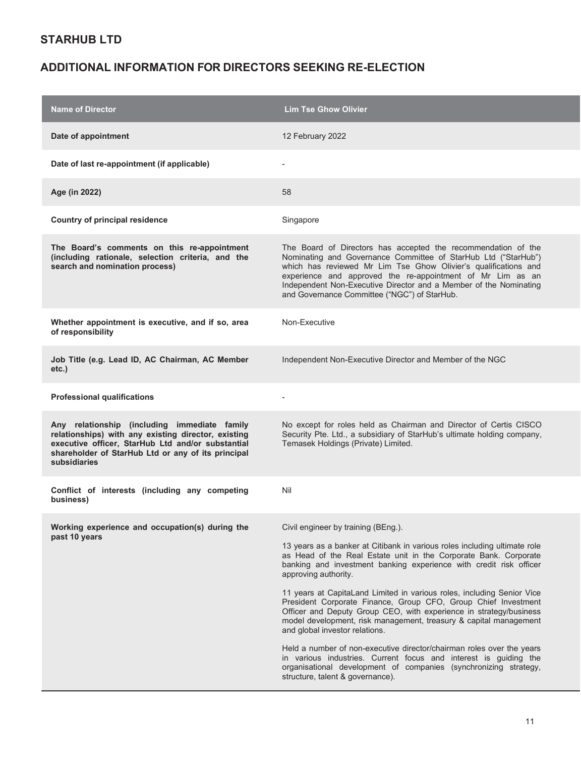## STARHUB LTD

## ADDITIONAL INFORMATION FOR DIRECTORS SEEKING RE-ELECTION

| Name of Director | Lim Tse Ghow Olivier |
|---|---|
| **Date of appointment** | 12 February 2022 |
| **Date of last re-appointment (if applicable)** | - |
| **Age (in 2022)** | 58 |
| **Country of principal residence** | Singapore |
| **The Board's comments on this re-appointment (including rationale, selection criteria, and the search and nomination process)** | The Board of Directors has accepted the recommendation of the Nominating and Governance Committee of StarHub Ltd ("StarHub") which has reviewed Mr Lim Tse Ghow Olivier's qualifications and experience and approved the re-appointment of Mr Lim as an Independent Non-Executive Director and a Member of the Nominating and Governance Committee ("NGC") of StarHub. |
| **Whether appointment is executive, and if so, area of responsibility** | Non-Executive |
| **Job Title (e.g. Lead ID, AC Chairman, AC Member etc.)** | Independent Non-Executive Director and Member of the NGC |
| **Professional qualifications** | - |
| **Any relationship (including immediate family relationships) with any existing director, existing executive officer, StarHub Ltd and/or substantial shareholder of StarHub Ltd or any of its principal subsidiaries** | No except for roles held as Chairman and Director of Certis CISCO Security Pte. Ltd., a subsidiary of StarHub's ultimate holding company, Temasek Holdings (Private) Limited. |
| **Conflict of interests (including any competing business)** | Nil |
| **Working experience and occupation(s) during the past 10 years** | Civil engineer by training (BEng.).<br><br>13 years as a banker at Citibank in various roles including ultimate role as Head of the Real Estate unit in the Corporate Bank. Corporate banking and investment banking experience with credit risk officer approving authority.<br><br>11 years at CapitaLand Limited in various roles, including Senior Vice President Corporate Finance, Group CFO, Group Chief Investment Officer and Deputy Group CEO, with experience in strategy/business model development, risk management, treasury & capital management and global investor relations.<br><br>Held a number of non-executive director/chairman roles over the years in various industries. Current focus and interest is guiding the organisational development of companies (synchronizing strategy, structure, talent & governance). |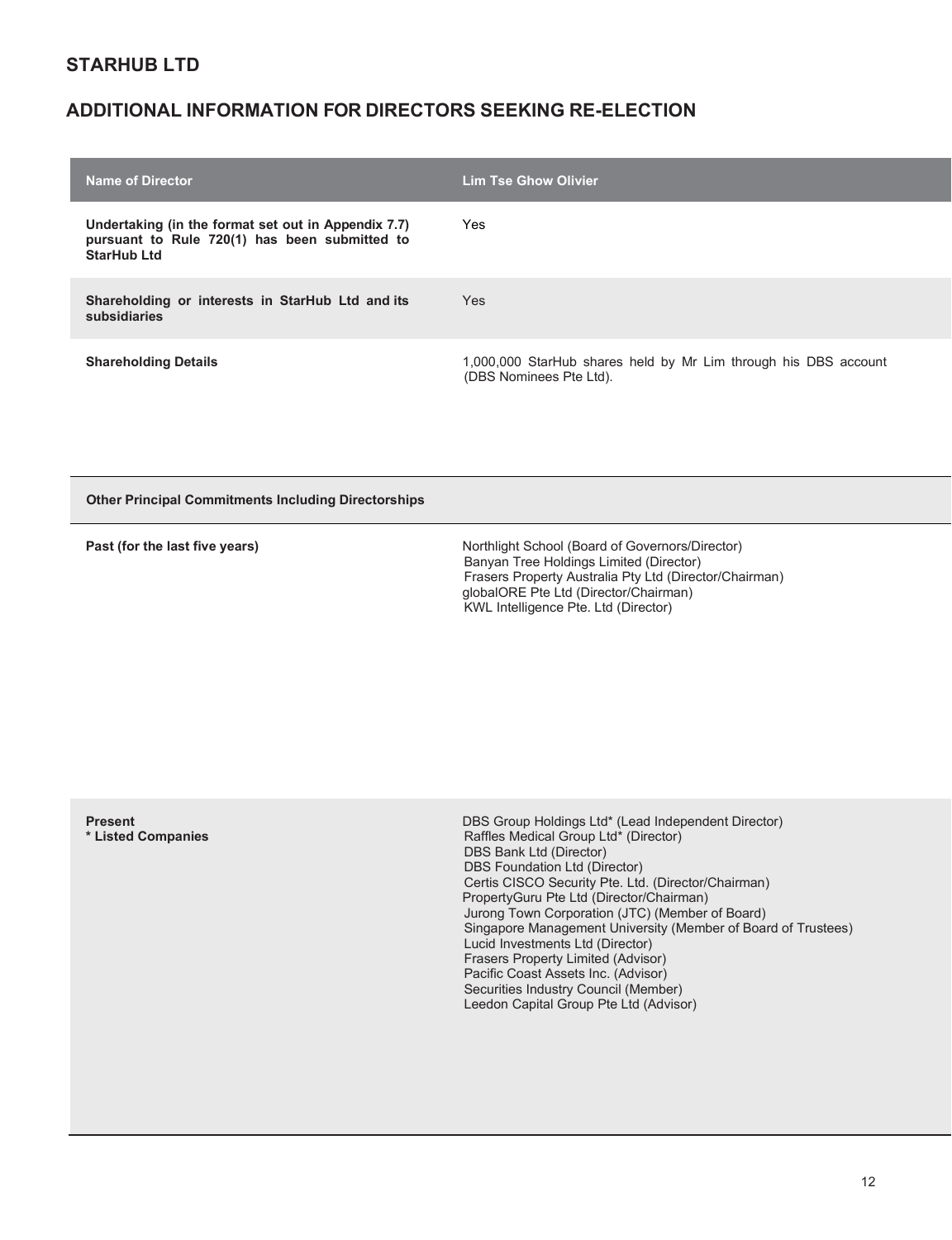## STARHUB LTD

## ADDITIONAL INFORMATION FOR DIRECTORS SEEKING RE-ELECTION

| Name of Director | Lim Tse Ghow Olivier |
|---|---|
| **Undertaking (in the format set out in Appendix 7.7) pursuant to Rule 720(1) has been submitted to StarHub Ltd** | Yes |
| **Shareholding or interests in StarHub Ltd and its subsidiaries** | Yes |
| **Shareholding Details** | 1,000,000 StarHub shares held by Mr Lim through his DBS account (DBS Nominees Pte Ltd). |
| **Other Principal Commitments Including Directorships** | |
| **Past (for the last five years)** | Northlight School (Board of Governors/Director)<br>Banyan Tree Holdings Limited (Director)<br>Frasers Property Australia Pty Ltd (Director/Chairman)<br>globalORE Pte Ltd (Director/Chairman)<br>KWL Intelligence Pte. Ltd (Director) |
| **Present**<br>**\* Listed Companies** | DBS Group Holdings Ltd* (Lead Independent Director)<br>Raffles Medical Group Ltd* (Director)<br>DBS Bank Ltd (Director)<br>DBS Foundation Ltd (Director)<br>Certis CISCO Security Pte. Ltd. (Director/Chairman)<br>PropertyGuru Pte Ltd (Director/Chairman)<br>Jurong Town Corporation (JTC) (Member of Board)<br>Singapore Management University (Member of Board of Trustees)<br>Lucid Investments Ltd (Director)<br>Frasers Property Limited (Advisor)<br>Pacific Coast Assets Inc. (Advisor)<br>Securities Industry Council (Member)<br>Leedon Capital Group Pte Ltd (Advisor) |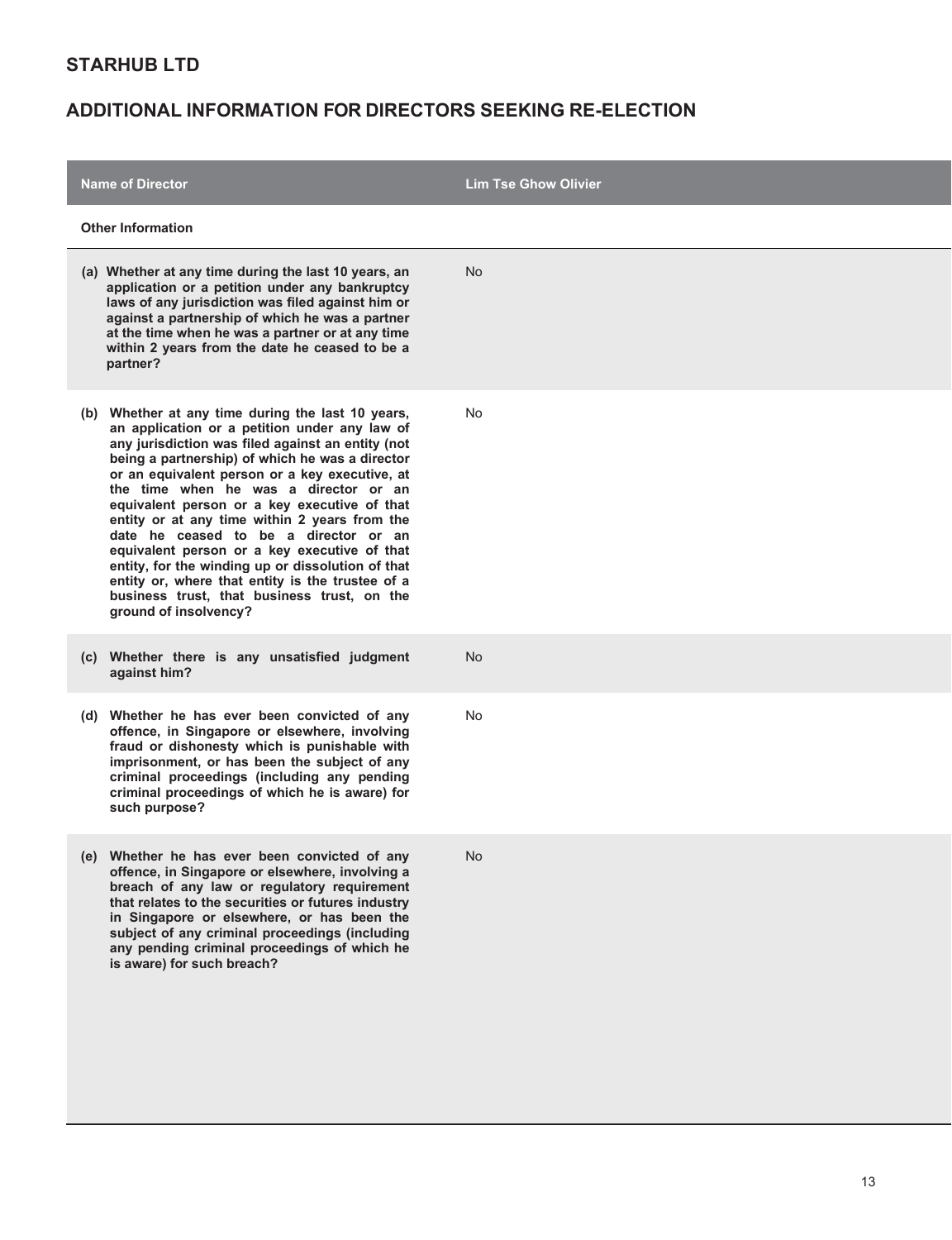## STARHUB LTD

## ADDITIONAL INFORMATION FOR DIRECTORS SEEKING RE-ELECTION

| Name of Director | Lim Tse Ghow Olivier |
|---|---|
| **Other Information** | |
| **(a) Whether at any time during the last 10 years, an application or a petition under any bankruptcy laws of any jurisdiction was filed against him or against a partnership of which he was a partner at the time when he was a partner or at any time within 2 years from the date he ceased to be a partner?** | No |
| **(b) Whether at any time during the last 10 years, an application or a petition under any law of any jurisdiction was filed against an entity (not being a partnership) of which he was a director or an equivalent person or a key executive, at the time when he was a director or an equivalent person or a key executive of that entity or at any time within 2 years from the date he ceased to be a director or an equivalent person or a key executive of that entity, for the winding up or dissolution of that entity or, where that entity is the trustee of a business trust, that business trust, on the ground of insolvency?** | No |
| **(c) Whether there is any unsatisfied judgment against him?** | No |
| **(d) Whether he has ever been convicted of any offence, in Singapore or elsewhere, involving fraud or dishonesty which is punishable with imprisonment, or has been the subject of any criminal proceedings (including any pending criminal proceedings of which he is aware) for such purpose?** | No |
| **(e) Whether he has ever been convicted of any offence, in Singapore or elsewhere, involving a breach of any law or regulatory requirement that relates to the securities or futures industry in Singapore or elsewhere, or has been the subject of any criminal proceedings (including any pending criminal proceedings of which he is aware) for such breach?** | No |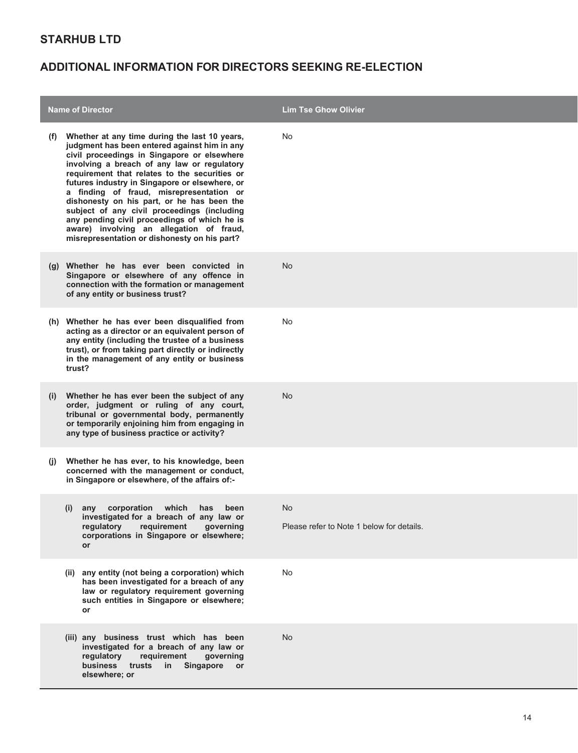## STARHUB LTD

## ADDITIONAL INFORMATION FOR DIRECTORS SEEKING RE-ELECTION

| Name of Director | Lim Tse Ghow Olivier |
|---|---|
| **(f) Whether at any time during the last 10 years, judgment has been entered against him in any civil proceedings in Singapore or elsewhere involving a breach of any law or regulatory requirement that relates to the securities or futures industry in Singapore or elsewhere, or a finding of fraud, misrepresentation or dishonesty on his part, or he has been the subject of any civil proceedings (including any pending civil proceedings of which he is aware) involving an allegation of fraud, misrepresentation or dishonesty on his part?** | No |
| **(g) Whether he has ever been convicted in Singapore or elsewhere of any offence in connection with the formation or management of any entity or business trust?** | No |
| **(h) Whether he has ever been disqualified from acting as a director or an equivalent person of any entity (including the trustee of a business trust), or from taking part directly or indirectly in the management of any entity or business trust?** | No |
| **(i) Whether he has ever been the subject of any order, judgment or ruling of any court, tribunal or governmental body, permanently or temporarily enjoining him from engaging in any type of business practice or activity?** | No |
| **(j) Whether he has ever, to his knowledge, been concerned with the management or conduct, in Singapore or elsewhere, of the affairs of:-** | |
| **(i) any corporation which has been investigated for a breach of any law or regulatory requirement governing corporations in Singapore or elsewhere; or** | No<br>Please refer to Note 1 below for details. |
| **(ii) any entity (not being a corporation) which has been investigated for a breach of any law or regulatory requirement governing such entities in Singapore or elsewhere; or** | No |
| **(iii) any business trust which has been investigated for a breach of any law or regulatory requirement governing business trusts in Singapore or elsewhere; or** | No |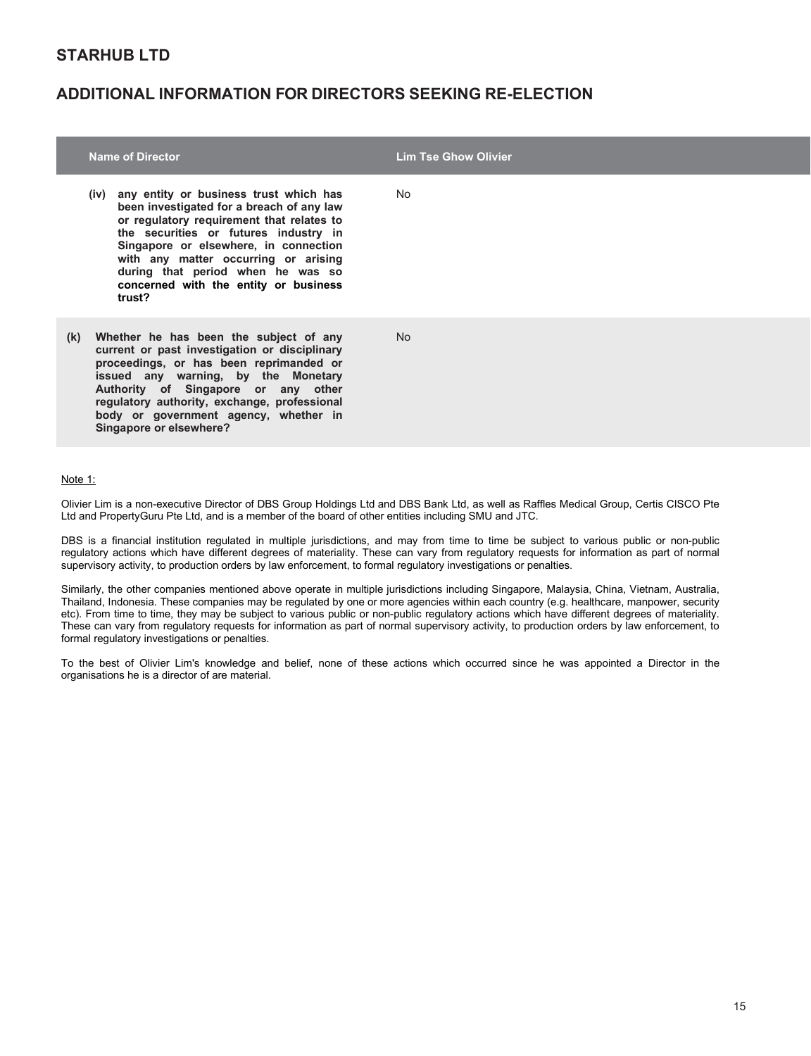## STARHUB LTD

## ADDITIONAL INFORMATION FOR DIRECTORS SEEKING RE-ELECTION

| Name of Director | Lim Tse Ghow Olivier |
|---|---|
| **(iv) any entity or business trust which has been investigated for a breach of any law or regulatory requirement that relates to the securities or futures industry in Singapore or elsewhere, in connection with any matter occurring or arising during that period when he was so concerned with the entity or business trust?** | No |
| **(k) Whether he has been the subject of any current or past investigation or disciplinary proceedings, or has been reprimanded or issued any warning, by the Monetary Authority of Singapore or any other regulatory authority, exchange, professional body or government agency, whether in Singapore or elsewhere?** | No |

Note 1:

Olivier Lim is a non-executive Director of DBS Group Holdings Ltd and DBS Bank Ltd, as well as Raffles Medical Group, Certis CISCO Pte Ltd and PropertyGuru Pte Ltd, and is a member of the board of other entities including SMU and JTC.

DBS is a financial institution regulated in multiple jurisdictions, and may from time to time be subject to various public or non-public regulatory actions which have different degrees of materiality. These can vary from regulatory requests for information as part of normal supervisory activity, to production orders by law enforcement, to formal regulatory investigations or penalties.

Similarly, the other companies mentioned above operate in multiple jurisdictions including Singapore, Malaysia, China, Vietnam, Australia, Thailand, Indonesia. These companies may be regulated by one or more agencies within each country (e.g. healthcare, manpower, security etc). From time to time, they may be subject to various public or non-public regulatory actions which have different degrees of materiality. These can vary from regulatory requests for information as part of normal supervisory activity, to production orders by law enforcement, to formal regulatory investigations or penalties.

To the best of Olivier Lim's knowledge and belief, none of these actions which occurred since he was appointed a Director in the organisations he is a director of are material.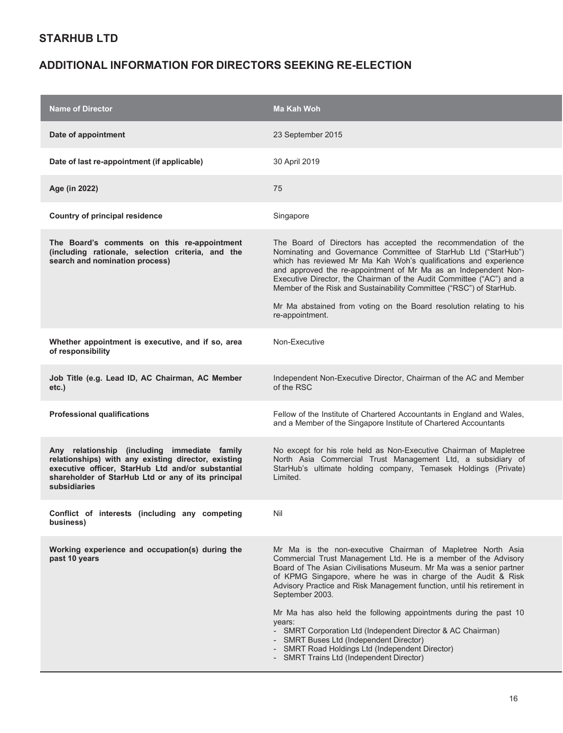**STARHUB LTD**

## ADDITIONAL INFORMATION FOR DIRECTORS SEEKING RE-ELECTION

| Name of Director | Ma Kah Woh |
|---|---|
| **Date of appointment** | 23 September 2015 |
| **Date of last re-appointment (if applicable)** | 30 April 2019 |
| **Age (in 2022)** | 75 |
| **Country of principal residence** | Singapore |
| **The Board's comments on this re-appointment (including rationale, selection criteria, and the search and nomination process)** | The Board of Directors has accepted the recommendation of the Nominating and Governance Committee of StarHub Ltd ("StarHub") which has reviewed Mr Ma Kah Woh's qualifications and experience and approved the re-appointment of Mr Ma as an Independent Non-Executive Director, the Chairman of the Audit Committee ("AC") and a Member of the Risk and Sustainability Committee ("RSC") of StarHub.<br><br>Mr Ma abstained from voting on the Board resolution relating to his re-appointment. |
| **Whether appointment is executive, and if so, area of responsibility** | Non-Executive |
| **Job Title (e.g. Lead ID, AC Chairman, AC Member etc.)** | Independent Non-Executive Director, Chairman of the AC and Member of the RSC |
| **Professional qualifications** | Fellow of the Institute of Chartered Accountants in England and Wales, and a Member of the Singapore Institute of Chartered Accountants |
| **Any relationship (including immediate family relationships) with any existing director, existing executive officer, StarHub Ltd and/or substantial shareholder of StarHub Ltd or any of its principal subsidiaries** | No except for his role held as Non-Executive Chairman of Mapletree North Asia Commercial Trust Management Ltd, a subsidiary of StarHub's ultimate holding company, Temasek Holdings (Private) Limited. |
| **Conflict of interests (including any competing business)** | Nil |
| **Working experience and occupation(s) during the past 10 years** | Mr Ma is the non-executive Chairman of Mapletree North Asia Commercial Trust Management Ltd. He is a member of the Advisory Board of The Asian Civilisations Museum. Mr Ma was a senior partner of KPMG Singapore, where he was in charge of the Audit & Risk Advisory Practice and Risk Management function, until his retirement in September 2003.<br><br>Mr Ma has also held the following appointments during the past 10 years:<br>- SMRT Corporation Ltd (Independent Director & AC Chairman)<br>- SMRT Buses Ltd (Independent Director)<br>- SMRT Road Holdings Ltd (Independent Director)<br>- SMRT Trains Ltd (Independent Director) |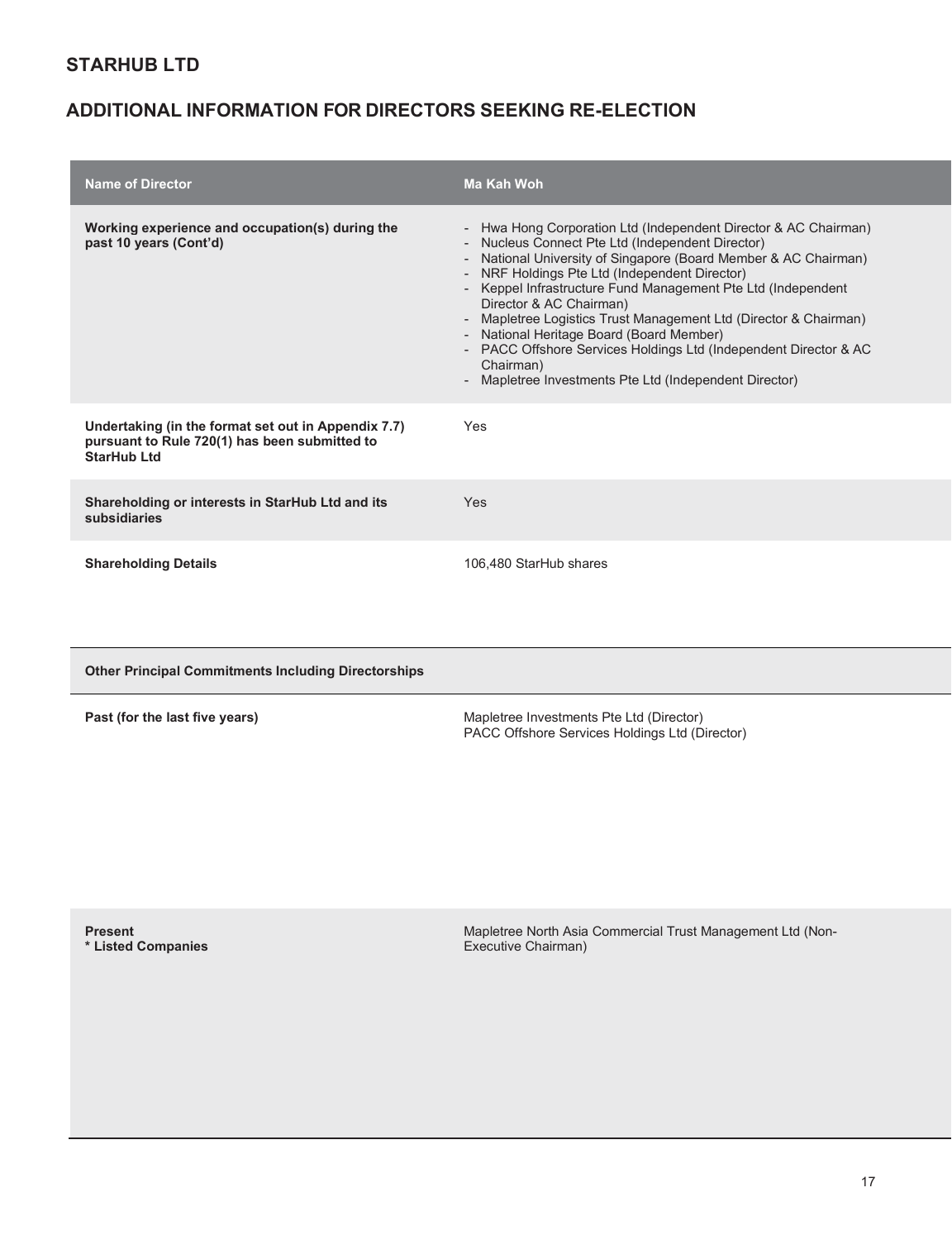## STARHUB LTD

## ADDITIONAL INFORMATION FOR DIRECTORS SEEKING RE-ELECTION

| Name of Director | Ma Kah Woh |
|---|---|
| **Working experience and occupation(s) during the past 10 years (Cont'd)** | - Hwa Hong Corporation Ltd (Independent Director & AC Chairman)<br>- Nucleus Connect Pte Ltd (Independent Director)<br>- National University of Singapore (Board Member & AC Chairman)<br>- NRF Holdings Pte Ltd (Independent Director)<br>- Keppel Infrastructure Fund Management Pte Ltd (Independent Director & AC Chairman)<br>- Mapletree Logistics Trust Management Ltd (Director & Chairman)<br>- National Heritage Board (Board Member)<br>- PACC Offshore Services Holdings Ltd (Independent Director & AC Chairman)<br>- Mapletree Investments Pte Ltd (Independent Director) |
| **Undertaking (in the format set out in Appendix 7.7) pursuant to Rule 720(1) has been submitted to StarHub Ltd** | Yes |
| **Shareholding or interests in StarHub Ltd and its subsidiaries** | Yes |
| **Shareholding Details** | 106,480 StarHub shares |
| **Other Principal Commitments Including Directorships** | |
| **Past (for the last five years)** | Mapletree Investments Pte Ltd (Director)<br>PACC Offshore Services Holdings Ltd (Director) |
| **Present**<br>**\* Listed Companies** | Mapletree North Asia Commercial Trust Management Ltd (Non-Executive Chairman) |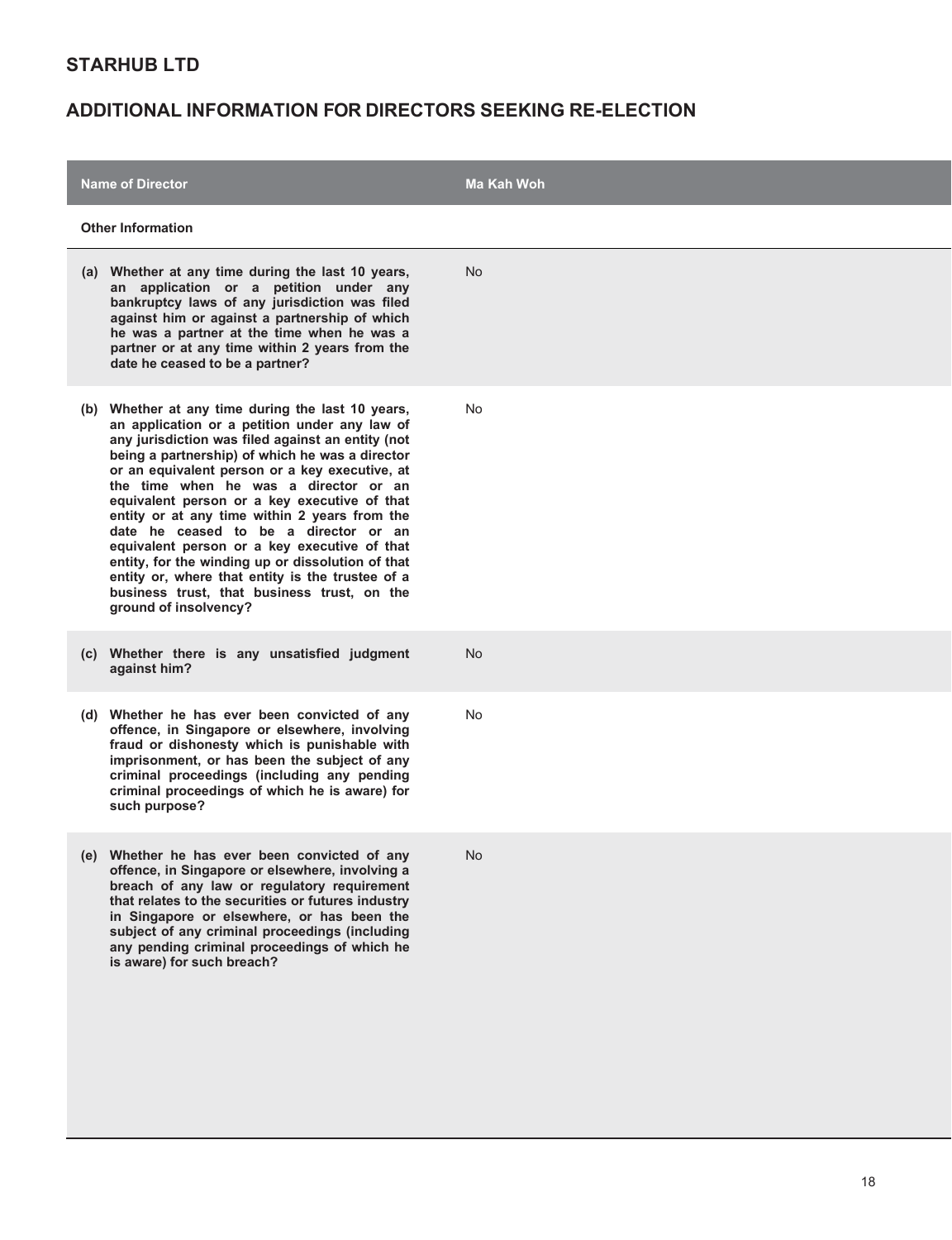## STARHUB LTD

## ADDITIONAL INFORMATION FOR DIRECTORS SEEKING RE-ELECTION

| Name of Director | Ma Kah Woh |
|---|---|
| **Other Information** | |
| **(a) Whether at any time during the last 10 years, an application or a petition under any bankruptcy laws of any jurisdiction was filed against him or against a partnership of which he was a partner at the time when he was a partner or at any time within 2 years from the date he ceased to be a partner?** | No |
| **(b) Whether at any time during the last 10 years, an application or a petition under any law of any jurisdiction was filed against an entity (not being a partnership) of which he was a director or an equivalent person or a key executive, at the time when he was a director or an equivalent person or a key executive of that entity or at any time within 2 years from the date he ceased to be a director or an equivalent person or a key executive of that entity, for the winding up or dissolution of that entity or, where that entity is the trustee of a business trust, that business trust, on the ground of insolvency?** | No |
| **(c) Whether there is any unsatisfied judgment against him?** | No |
| **(d) Whether he has ever been convicted of any offence, in Singapore or elsewhere, involving fraud or dishonesty which is punishable with imprisonment, or has been the subject of any criminal proceedings (including any pending criminal proceedings of which he is aware) for such purpose?** | No |
| **(e) Whether he has ever been convicted of any offence, in Singapore or elsewhere, involving a breach of any law or regulatory requirement that relates to the securities or futures industry in Singapore or elsewhere, or has been the subject of any criminal proceedings (including any pending criminal proceedings of which he is aware) for such breach?** | No |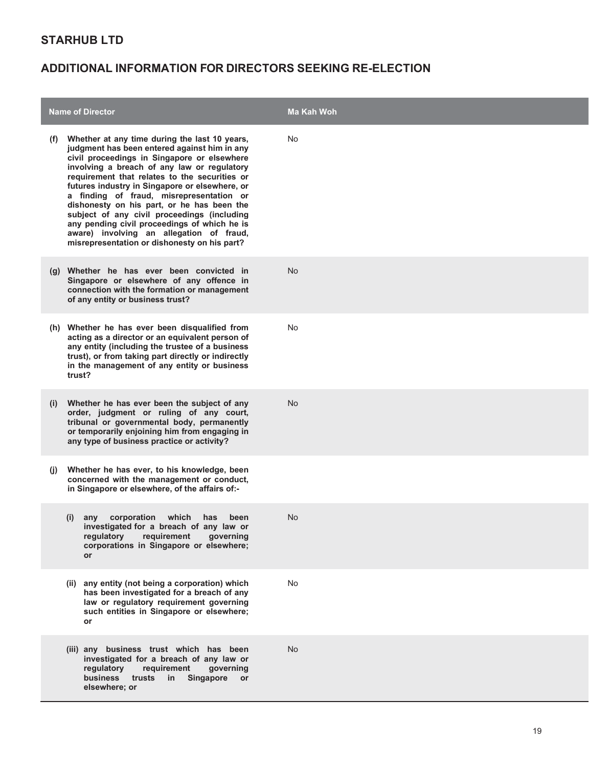## STARHUB LTD

## ADDITIONAL INFORMATION FOR DIRECTORS SEEKING RE-ELECTION

| Name of Director | Ma Kah Woh |
|---|---|
| **(f) Whether at any time during the last 10 years, judgment has been entered against him in any civil proceedings in Singapore or elsewhere involving a breach of any law or regulatory requirement that relates to the securities or futures industry in Singapore or elsewhere, or a finding of fraud, misrepresentation or dishonesty on his part, or he has been the subject of any civil proceedings (including any pending civil proceedings of which he is aware) involving an allegation of fraud, misrepresentation or dishonesty on his part?** | No |
| **(g) Whether he has ever been convicted in Singapore or elsewhere of any offence in connection with the formation or management of any entity or business trust?** | No |
| **(h) Whether he has ever been disqualified from acting as a director or an equivalent person of any entity (including the trustee of a business trust), or from taking part directly or indirectly in the management of any entity or business trust?** | No |
| **(i) Whether he has ever been the subject of any order, judgment or ruling of any court, tribunal or governmental body, permanently or temporarily enjoining him from engaging in any type of business practice or activity?** | No |
| **(j) Whether he has ever, to his knowledge, been concerned with the management or conduct, in Singapore or elsewhere, of the affairs of:-** | |
| **(i) any corporation which has been investigated for a breach of any law or regulatory requirement governing corporations in Singapore or elsewhere; or** | No |
| **(ii) any entity (not being a corporation) which has been investigated for a breach of any law or regulatory requirement governing such entities in Singapore or elsewhere; or** | No |
| **(iii) any business trust which has been investigated for a breach of any law or regulatory requirement governing business trusts in Singapore or elsewhere; or** | No |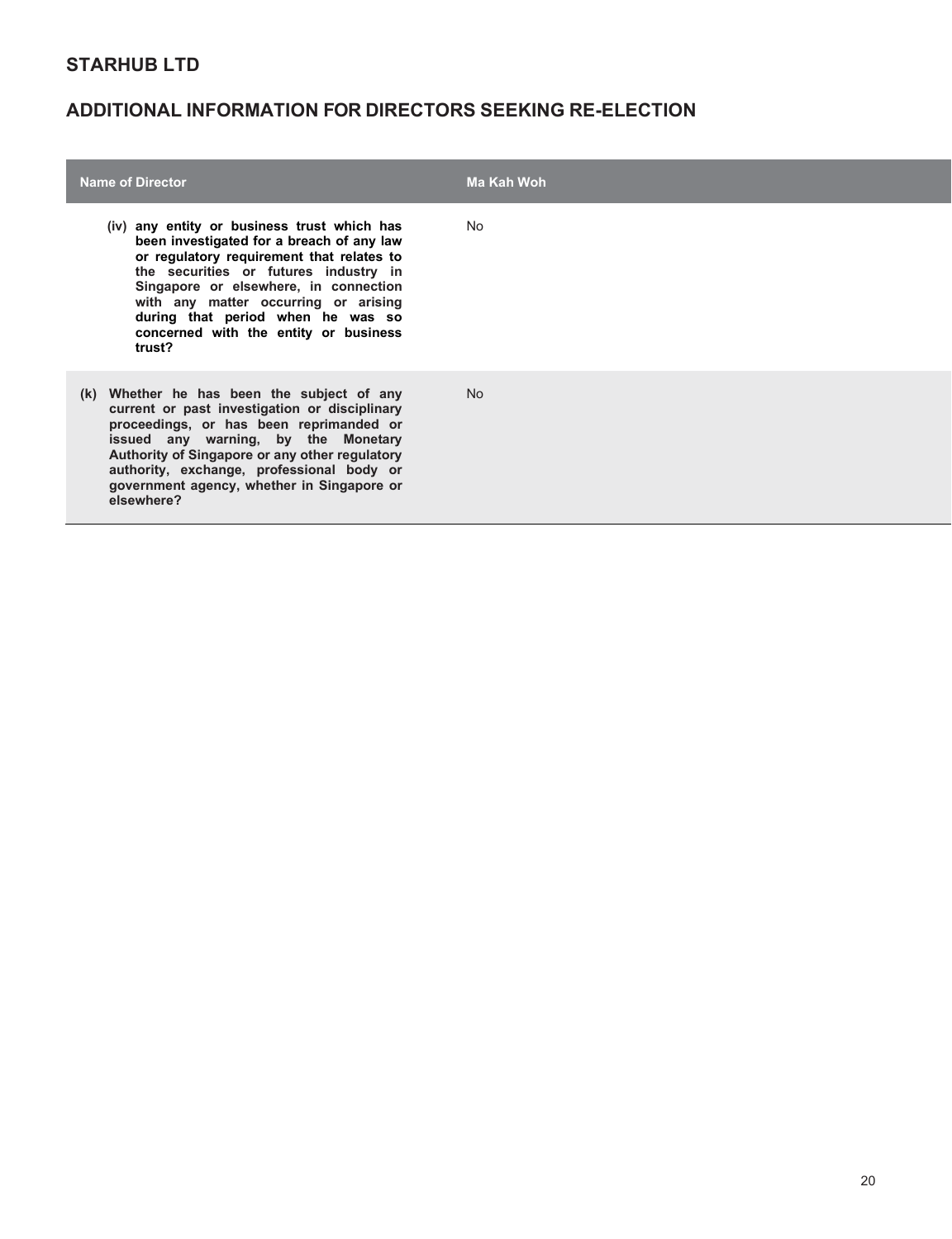## STARHUB LTD

## ADDITIONAL INFORMATION FOR DIRECTORS SEEKING RE-ELECTION

| Name of Director | Ma Kah Woh |
| --- | --- |
| **(iv) any entity or business trust which has been investigated for a breach of any law or regulatory requirement that relates to the securities or futures industry in Singapore or elsewhere, in connection with any matter occurring or arising during that period when he was so concerned with the entity or business trust?** | No |
| **(k) Whether he has been the subject of any current or past investigation or disciplinary proceedings, or has been reprimanded or issued any warning, by the Monetary Authority of Singapore or any other regulatory authority, exchange, professional body or government agency, whether in Singapore or elsewhere?** | No |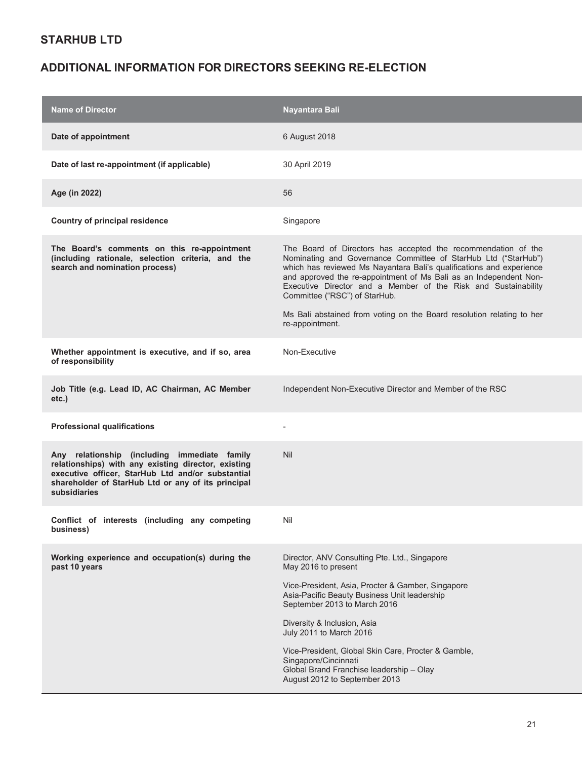## STARHUB LTD

## ADDITIONAL INFORMATION FOR DIRECTORS SEEKING RE-ELECTION

| Name of Director | Nayantara Bali |
|---|---|
| **Date of appointment** | 6 August 2018 |
| **Date of last re-appointment (if applicable)** | 30 April 2019 |
| **Age (in 2022)** | 56 |
| **Country of principal residence** | Singapore |
| **The Board's comments on this re-appointment (including rationale, selection criteria, and the search and nomination process)** | The Board of Directors has accepted the recommendation of the Nominating and Governance Committee of StarHub Ltd ("StarHub") which has reviewed Ms Nayantara Bali's qualifications and experience and approved the re-appointment of Ms Bali as an Independent Non-Executive Director and a Member of the Risk and Sustainability Committee ("RSC") of StarHub.<br><br>Ms Bali abstained from voting on the Board resolution relating to her re-appointment. |
| **Whether appointment is executive, and if so, area of responsibility** | Non-Executive |
| **Job Title (e.g. Lead ID, AC Chairman, AC Member etc.)** | Independent Non-Executive Director and Member of the RSC |
| **Professional qualifications** | - |
| **Any relationship (including immediate family relationships) with any existing director, existing executive officer, StarHub Ltd and/or substantial shareholder of StarHub Ltd or any of its principal subsidiaries** | Nil |
| **Conflict of interests (including any competing business)** | Nil |
| **Working experience and occupation(s) during the past 10 years** | Director, ANV Consulting Pte. Ltd., Singapore<br>May 2016 to present<br><br>Vice-President, Asia, Procter & Gamber, Singapore<br>Asia-Pacific Beauty Business Unit leadership<br>September 2013 to March 2016<br><br>Diversity & Inclusion, Asia<br>July 2011 to March 2016<br><br>Vice-President, Global Skin Care, Procter & Gamble, Singapore/Cincinnati<br>Global Brand Franchise leadership – Olay<br>August 2012 to September 2013 |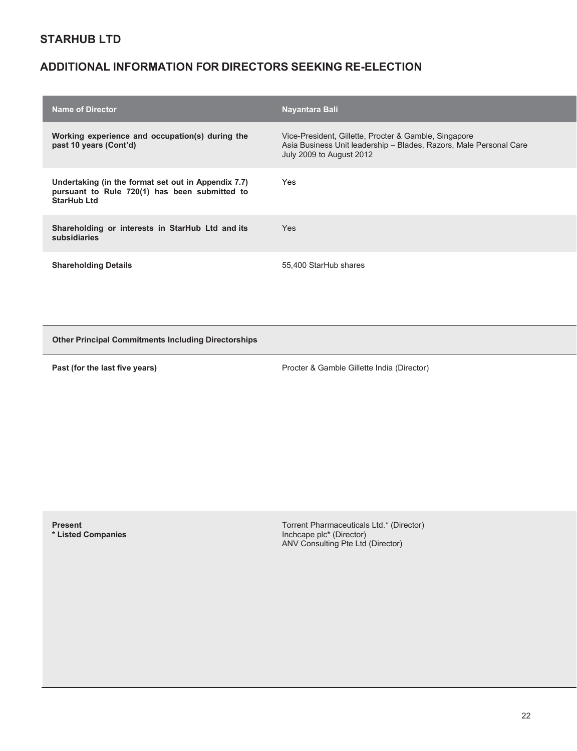## STARHUB LTD

## ADDITIONAL INFORMATION FOR DIRECTORS SEEKING RE-ELECTION

| Name of Director | Nayantara Bali |
| --- | --- |
| **Working experience and occupation(s) during the past 10 years (Cont'd)** | Vice-President, Gillette, Procter & Gamble, Singapore<br>Asia Business Unit leadership – Blades, Razors, Male Personal Care<br>July 2009 to August 2012 |
| **Undertaking (in the format set out in Appendix 7.7) pursuant to Rule 720(1) has been submitted to StarHub Ltd** | Yes |
| **Shareholding or interests in StarHub Ltd and its subsidiaries** | Yes |
| **Shareholding Details** | 55,400 StarHub shares |
| **Other Principal Commitments Including Directorships** | |
| **Past (for the last five years)** | Procter & Gamble Gillette India (Director) |
| **Present**<br>**\* Listed Companies** | Torrent Pharmaceuticals Ltd.* (Director)<br>Inchcape plc* (Director)<br>ANV Consulting Pte Ltd (Director) |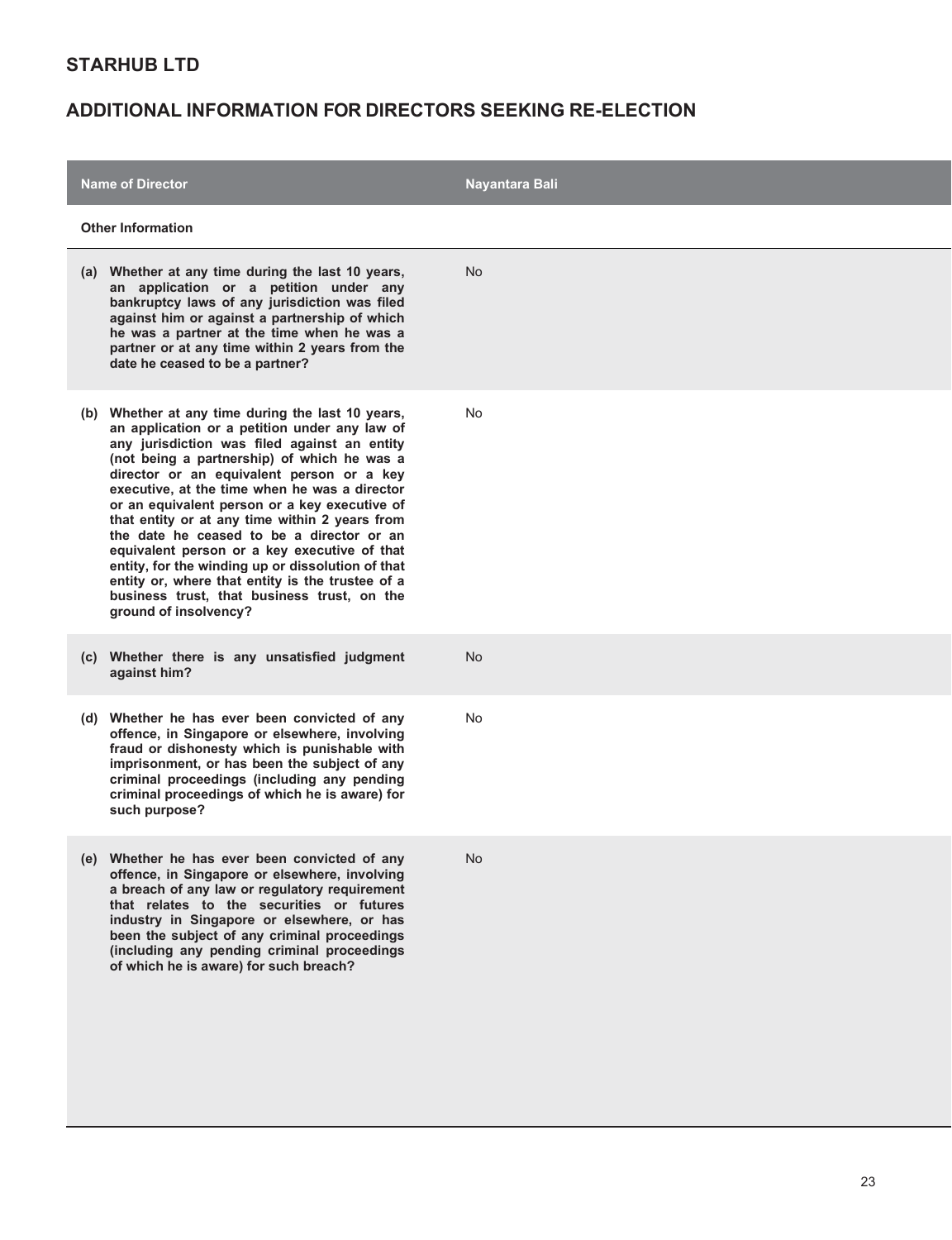## STARHUB LTD

## ADDITIONAL INFORMATION FOR DIRECTORS SEEKING RE-ELECTION

| Name of Director | Nayantara Bali |
|---|---|
| **Other Information** | |
| **(a) Whether at any time during the last 10 years, an application or a petition under any bankruptcy laws of any jurisdiction was filed against him or against a partnership of which he was a partner at the time when he was a partner or at any time within 2 years from the date he ceased to be a partner?** | No |
| **(b) Whether at any time during the last 10 years, an application or a petition under any law of any jurisdiction was filed against an entity (not being a partnership) of which he was a director or an equivalent person or a key executive, at the time when he was a director or an equivalent person or a key executive of that entity or at any time within 2 years from the date he ceased to be a director or an equivalent person or a key executive of that entity, for the winding up or dissolution of that entity or, where that entity is the trustee of a business trust, that business trust, on the ground of insolvency?** | No |
| **(c) Whether there is any unsatisfied judgment against him?** | No |
| **(d) Whether he has ever been convicted of any offence, in Singapore or elsewhere, involving fraud or dishonesty which is punishable with imprisonment, or has been the subject of any criminal proceedings (including any pending criminal proceedings of which he is aware) for such purpose?** | No |
| **(e) Whether he has ever been convicted of any offence, in Singapore or elsewhere, involving a breach of any law or regulatory requirement that relates to the securities or futures industry in Singapore or elsewhere, or has been the subject of any criminal proceedings (including any pending criminal proceedings of which he is aware) for such breach?** | No |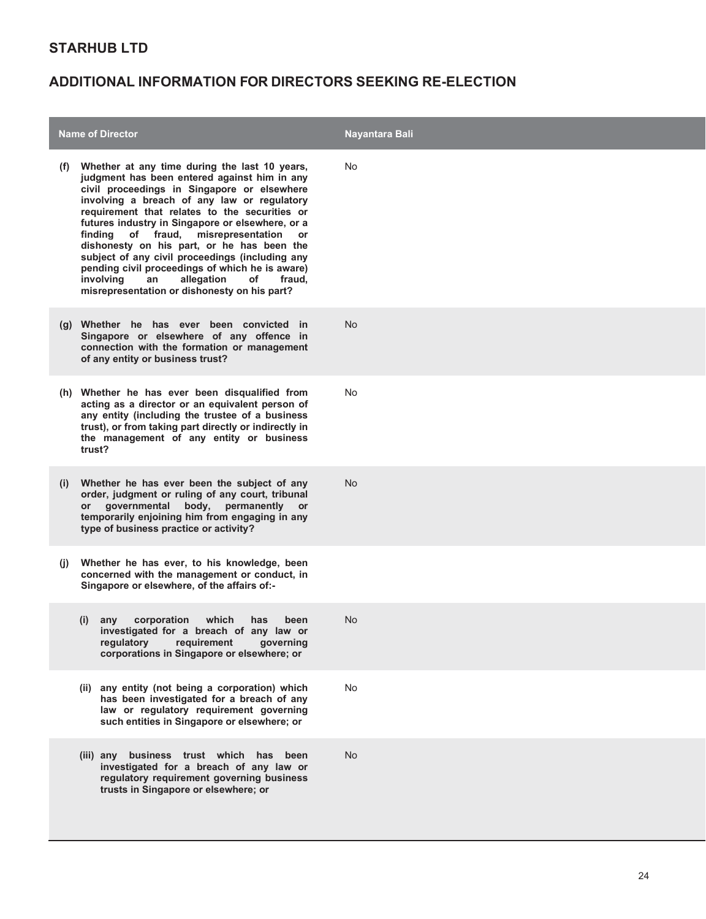## STARHUB LTD

## ADDITIONAL INFORMATION FOR DIRECTORS SEEKING RE-ELECTION

| Name of Director | Nayantara Bali |
|---|---|
| **(f) Whether at any time during the last 10 years, judgment has been entered against him in any civil proceedings in Singapore or elsewhere involving a breach of any law or regulatory requirement that relates to the securities or futures industry in Singapore or elsewhere, or a finding of fraud, misrepresentation or dishonesty on his part, or he has been the subject of any civil proceedings (including any pending civil proceedings of which he is aware) involving an allegation of fraud, misrepresentation or dishonesty on his part?** | No |
| **(g) Whether he has ever been convicted in Singapore or elsewhere of any offence in connection with the formation or management of any entity or business trust?** | No |
| **(h) Whether he has ever been disqualified from acting as a director or an equivalent person of any entity (including the trustee of a business trust), or from taking part directly or indirectly in the management of any entity or business trust?** | No |
| **(i) Whether he has ever been the subject of any order, judgment or ruling of any court, tribunal or governmental body, permanently or temporarily enjoining him from engaging in any type of business practice or activity?** | No |
| **(j) Whether he has ever, to his knowledge, been concerned with the management or conduct, in Singapore or elsewhere, of the affairs of:-** | |
| **(i) any corporation which has been investigated for a breach of any law or regulatory requirement governing corporations in Singapore or elsewhere; or** | No |
| **(ii) any entity (not being a corporation) which has been investigated for a breach of any law or regulatory requirement governing such entities in Singapore or elsewhere; or** | No |
| **(iii) any business trust which has been investigated for a breach of any law or regulatory requirement governing business trusts in Singapore or elsewhere; or** | No |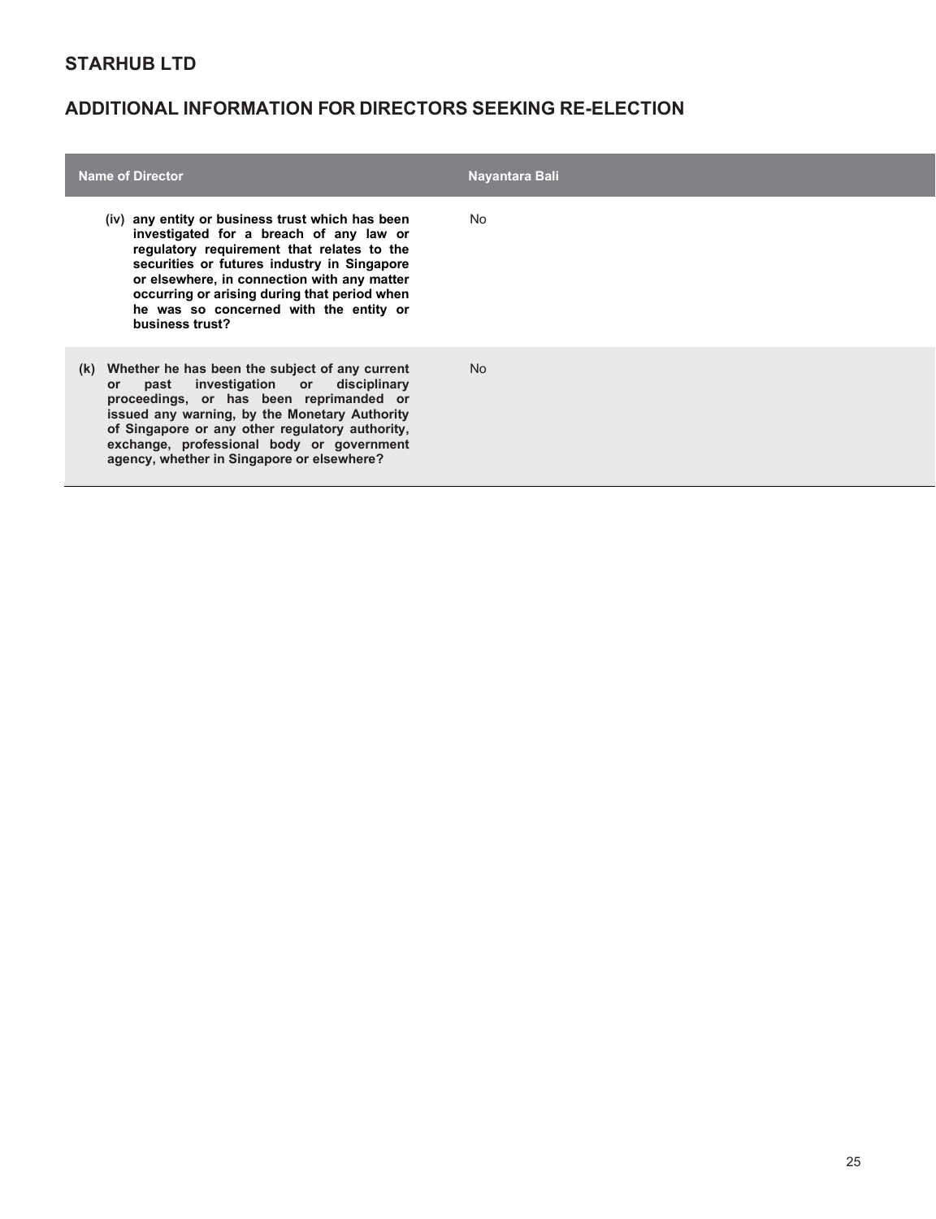## STARHUB LTD

## ADDITIONAL INFORMATION FOR DIRECTORS SEEKING RE-ELECTION

| Name of Director | Nayantara Bali |
|---|---|
| (iv) any entity or business trust which has been investigated for a breach of any law or regulatory requirement that relates to the securities or futures industry in Singapore or elsewhere, in connection with any matter occurring or arising during that period when he was so concerned with the entity or business trust? | No |
| (k) Whether he has been the subject of any current or past investigation or disciplinary proceedings, or has been reprimanded or issued any warning, by the Monetary Authority of Singapore or any other regulatory authority, exchange, professional body or government agency, whether in Singapore or elsewhere? | No |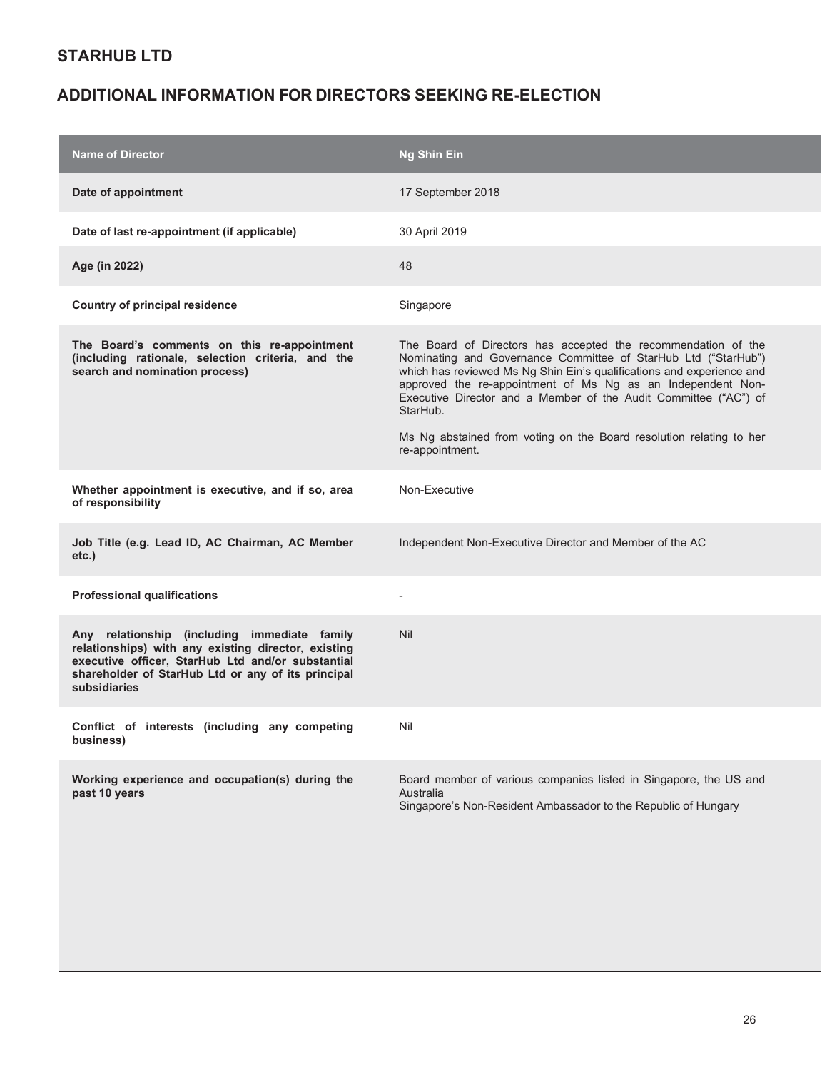## STARHUB LTD

## ADDITIONAL INFORMATION FOR DIRECTORS SEEKING RE-ELECTION

| Name of Director | Ng Shin Ein |
|---|---|
| **Date of appointment** | 17 September 2018 |
| **Date of last re-appointment (if applicable)** | 30 April 2019 |
| **Age (in 2022)** | 48 |
| **Country of principal residence** | Singapore |
| **The Board's comments on this re-appointment (including rationale, selection criteria, and the search and nomination process)** | The Board of Directors has accepted the recommendation of the Nominating and Governance Committee of StarHub Ltd ("StarHub") which has reviewed Ms Ng Shin Ein's qualifications and experience and approved the re-appointment of Ms Ng as an Independent Non-Executive Director and a Member of the Audit Committee ("AC") of StarHub.<br><br>Ms Ng abstained from voting on the Board resolution relating to her re-appointment. |
| **Whether appointment is executive, and if so, area of responsibility** | Non-Executive |
| **Job Title (e.g. Lead ID, AC Chairman, AC Member etc.)** | Independent Non-Executive Director and Member of the AC |
| **Professional qualifications** | - |
| **Any relationship (including immediate family relationships) with any existing director, existing executive officer, StarHub Ltd and/or substantial shareholder of StarHub Ltd or any of its principal subsidiaries** | Nil |
| **Conflict of interests (including any competing business)** | Nil |
| **Working experience and occupation(s) during the past 10 years** | Board member of various companies listed in Singapore, the US and Australia<br>Singapore's Non-Resident Ambassador to the Republic of Hungary |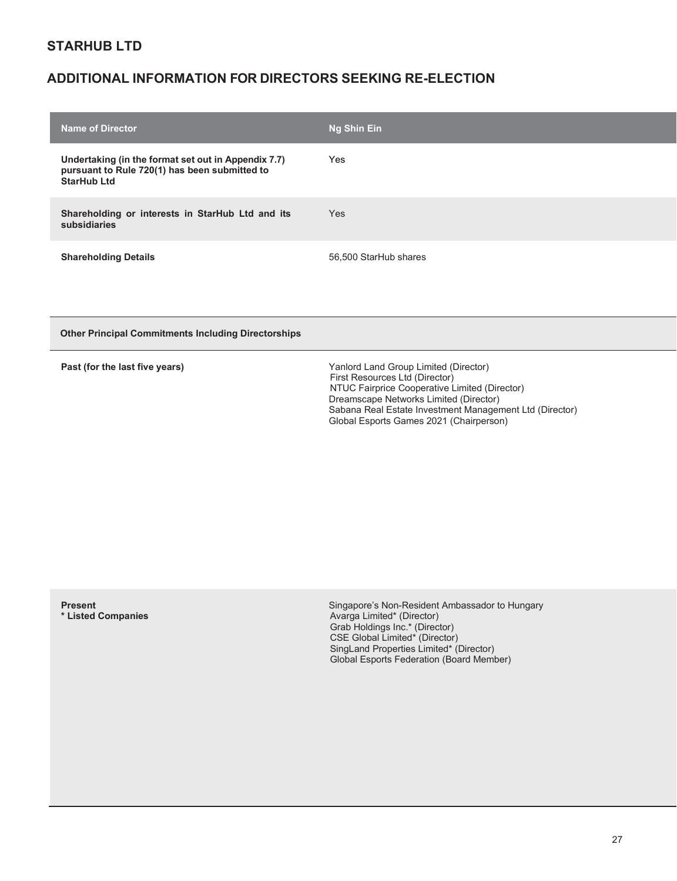## STARHUB LTD

## ADDITIONAL INFORMATION FOR DIRECTORS SEEKING RE-ELECTION

| Name of Director | Ng Shin Ein |
|---|---|
| **Undertaking (in the format set out in Appendix 7.7) pursuant to Rule 720(1) has been submitted to StarHub Ltd** | Yes |
| **Shareholding or interests in StarHub Ltd and its subsidiaries** | Yes |
| **Shareholding Details** | 56,500 StarHub shares |
| **Other Principal Commitments Including Directorships** | |
| **Past (for the last five years)** | Yanlord Land Group Limited (Director)<br>First Resources Ltd (Director)<br>NTUC Fairprice Cooperative Limited (Director)<br>Dreamscape Networks Limited (Director)<br>Sabana Real Estate Investment Management Ltd (Director)<br>Global Esports Games 2021 (Chairperson) |
| **Present**<br>**\* Listed Companies** | Singapore's Non-Resident Ambassador to Hungary<br>Avarga Limited* (Director)<br>Grab Holdings Inc.* (Director)<br>CSE Global Limited* (Director)<br>SingLand Properties Limited* (Director)<br>Global Esports Federation (Board Member) |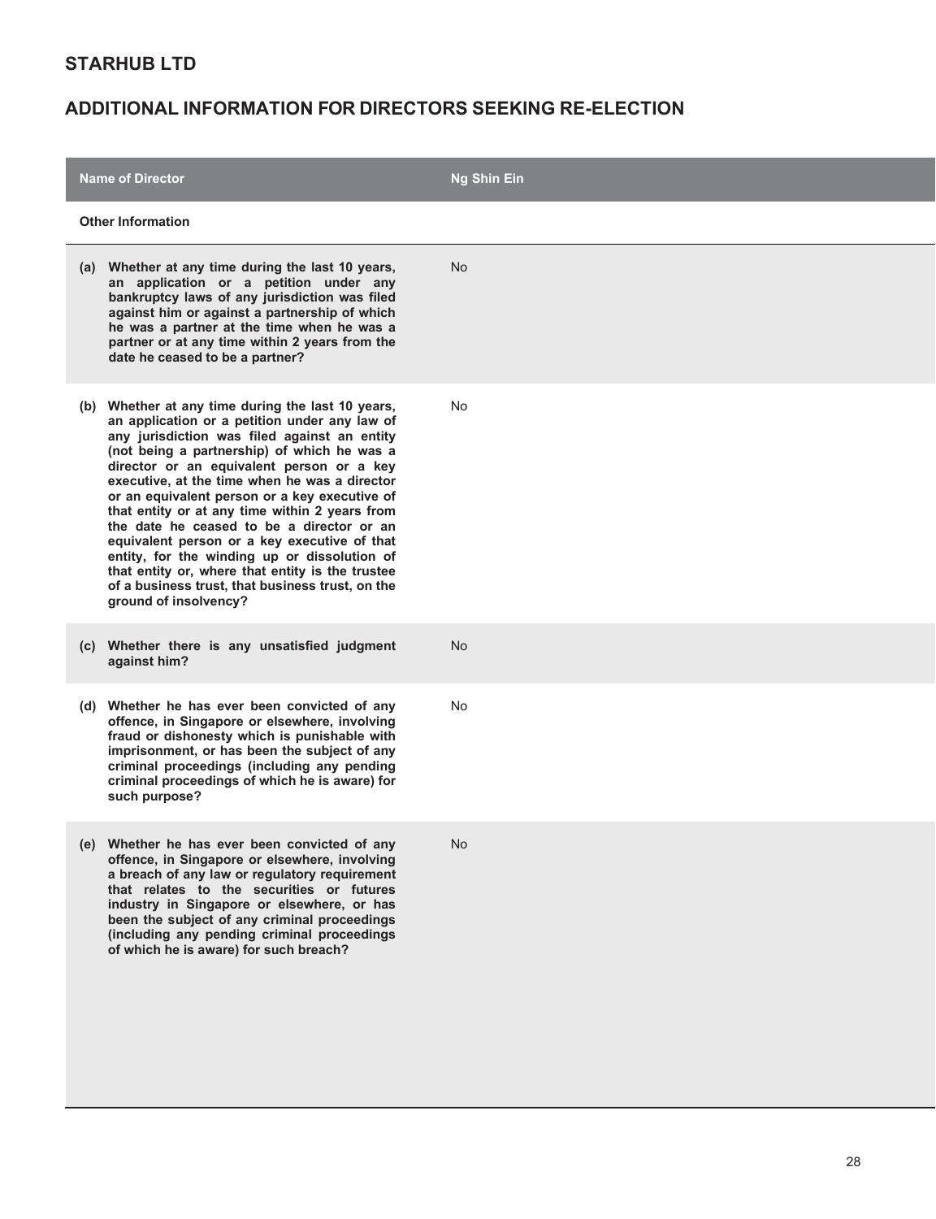## STARHUB LTD

## ADDITIONAL INFORMATION FOR DIRECTORS SEEKING RE-ELECTION

| Name of Director | Ng Shin Ein |
|---|---|
| **Other Information** | |
| **(a) Whether at any time during the last 10 years, an application or a petition under any bankruptcy laws of any jurisdiction was filed against him or against a partnership of which he was a partner at the time when he was a partner or at any time within 2 years from the date he ceased to be a partner?** | No |
| **(b) Whether at any time during the last 10 years, an application or a petition under any law of any jurisdiction was filed against an entity (not being a partnership) of which he was a director or an equivalent person or a key executive, at the time when he was a director or an equivalent person or a key executive of that entity or at any time within 2 years from the date he ceased to be a director or an equivalent person or a key executive of that entity, for the winding up or dissolution of that entity or, where that entity is the trustee of a business trust, that business trust, on the ground of insolvency?** | No |
| **(c) Whether there is any unsatisfied judgment against him?** | No |
| **(d) Whether he has ever been convicted of any offence, in Singapore or elsewhere, involving fraud or dishonesty which is punishable with imprisonment, or has been the subject of any criminal proceedings (including any pending criminal proceedings of which he is aware) for such purpose?** | No |
| **(e) Whether he has ever been convicted of any offence, in Singapore or elsewhere, involving a breach of any law or regulatory requirement that relates to the securities or futures industry in Singapore or elsewhere, or has been the subject of any criminal proceedings (including any pending criminal proceedings of which he is aware) for such breach?** | No |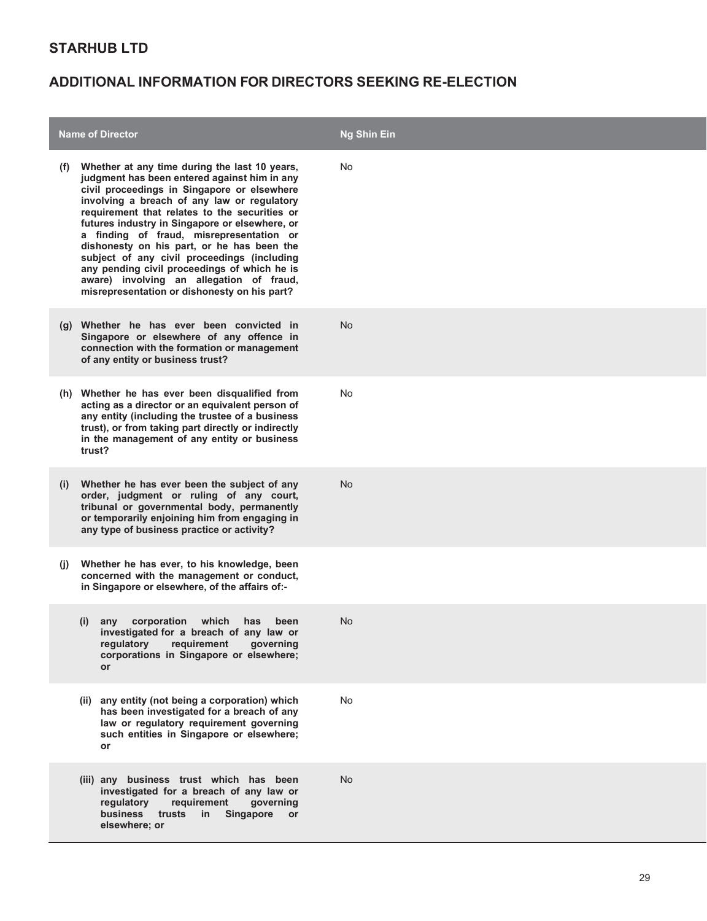## STARHUB LTD

## ADDITIONAL INFORMATION FOR DIRECTORS SEEKING RE-ELECTION

| Name of Director | Ng Shin Ein |
|---|---|
| **(f) Whether at any time during the last 10 years, judgment has been entered against him in any civil proceedings in Singapore or elsewhere involving a breach of any law or regulatory requirement that relates to the securities or futures industry in Singapore or elsewhere, or a finding of fraud, misrepresentation or dishonesty on his part, or he has been the subject of any civil proceedings (including any pending civil proceedings of which he is aware) involving an allegation of fraud, misrepresentation or dishonesty on his part?** | No |
| **(g) Whether he has ever been convicted in Singapore or elsewhere of any offence in connection with the formation or management of any entity or business trust?** | No |
| **(h) Whether he has ever been disqualified from acting as a director or an equivalent person of any entity (including the trustee of a business trust), or from taking part directly or indirectly in the management of any entity or business trust?** | No |
| **(i) Whether he has ever been the subject of any order, judgment or ruling of any court, tribunal or governmental body, permanently or temporarily enjoining him from engaging in any type of business practice or activity?** | No |
| **(j) Whether he has ever, to his knowledge, been concerned with the management or conduct, in Singapore or elsewhere, of the affairs of:-** | |
| **(i) any corporation which has been investigated for a breach of any law or regulatory requirement governing corporations in Singapore or elsewhere; or** | No |
| **(ii) any entity (not being a corporation) which has been investigated for a breach of any law or regulatory requirement governing such entities in Singapore or elsewhere; or** | No |
| **(iii) any business trust which has been investigated for a breach of any law or regulatory requirement governing business trusts in Singapore or elsewhere; or** | No |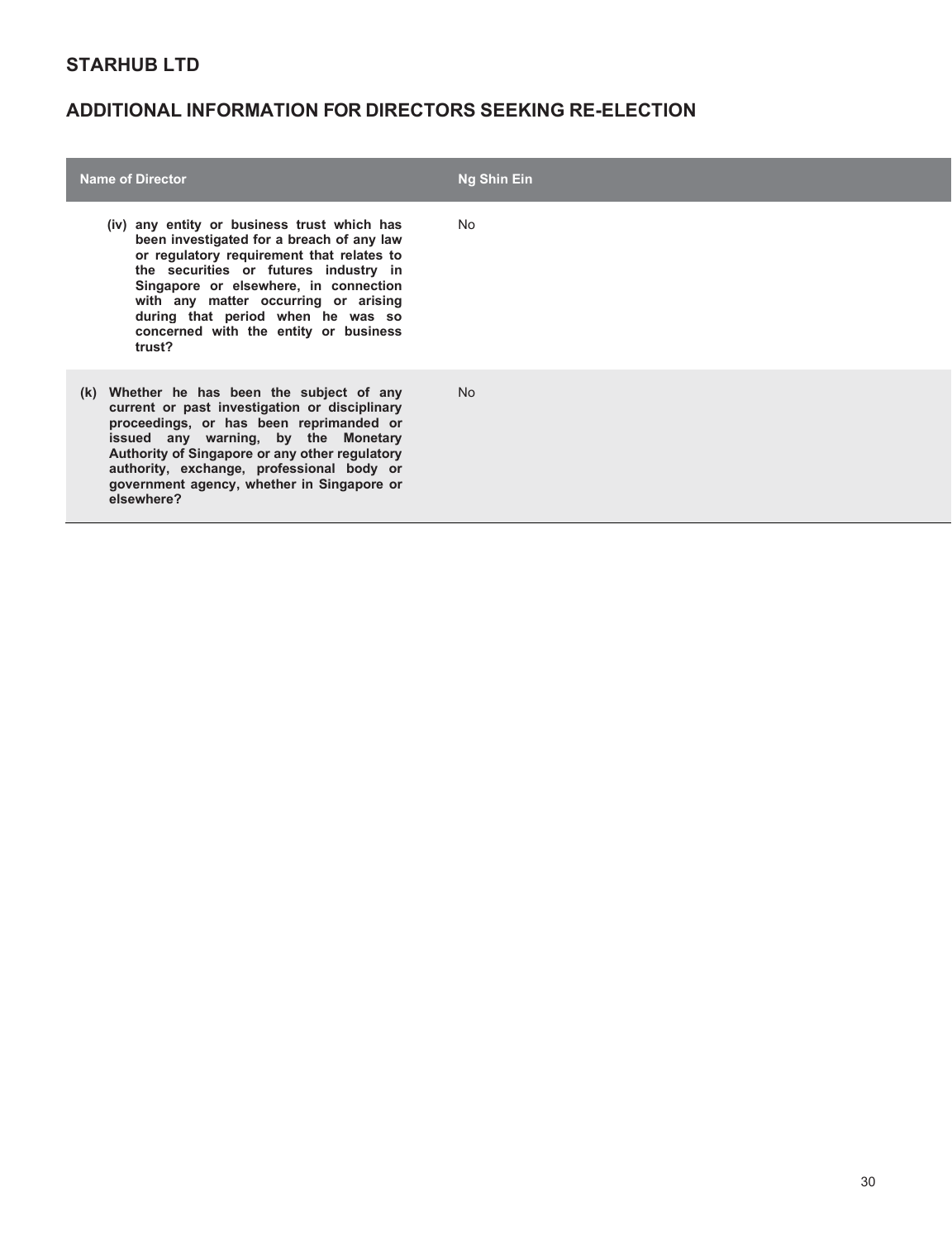## STARHUB LTD

## ADDITIONAL INFORMATION FOR DIRECTORS SEEKING RE-ELECTION

| Name of Director | Ng Shin Ein |
|---|---|
| (iv) any entity or business trust which has been investigated for a breach of any law or regulatory requirement that relates to the securities or futures industry in Singapore or elsewhere, in connection with any matter occurring or arising during that period when he was so concerned with the entity or business trust? | No |
| (k) Whether he has been the subject of any current or past investigation or disciplinary proceedings, or has been reprimanded or issued any warning, by the Monetary Authority of Singapore or any other regulatory authority, exchange, professional body or government agency, whether in Singapore or elsewhere? | No |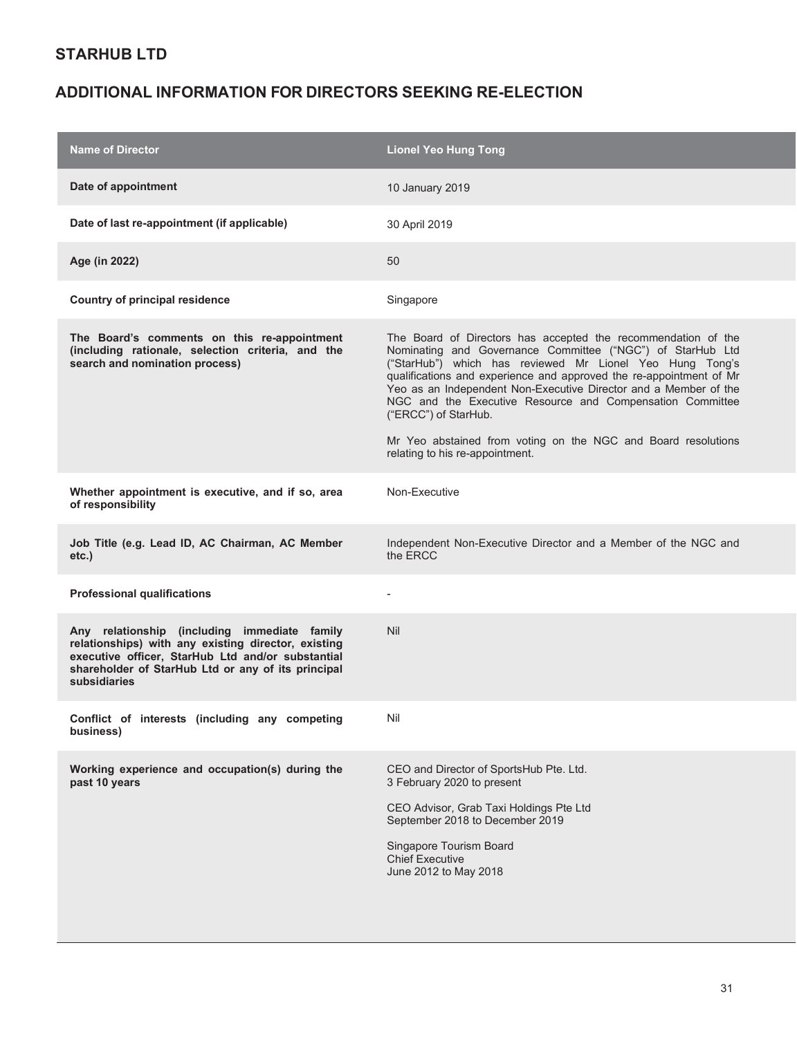## STARHUB LTD

## ADDITIONAL INFORMATION FOR DIRECTORS SEEKING RE-ELECTION

| Name of Director | Lionel Yeo Hung Tong |
|---|---|
| **Date of appointment** | 10 January 2019 |
| **Date of last re-appointment (if applicable)** | 30 April 2019 |
| **Age (in 2022)** | 50 |
| **Country of principal residence** | Singapore |
| **The Board's comments on this re-appointment (including rationale, selection criteria, and the search and nomination process)** | The Board of Directors has accepted the recommendation of the Nominating and Governance Committee ("NGC") of StarHub Ltd ("StarHub") which has reviewed Mr Lionel Yeo Hung Tong's qualifications and experience and approved the re-appointment of Mr Yeo as an Independent Non-Executive Director and a Member of the NGC and the Executive Resource and Compensation Committee ("ERCC") of StarHub.<br><br>Mr Yeo abstained from voting on the NGC and Board resolutions relating to his re-appointment. |
| **Whether appointment is executive, and if so, area of responsibility** | Non-Executive |
| **Job Title (e.g. Lead ID, AC Chairman, AC Member etc.)** | Independent Non-Executive Director and a Member of the NGC and the ERCC |
| **Professional qualifications** | - |
| **Any relationship (including immediate family relationships) with any existing director, existing executive officer, StarHub Ltd and/or substantial shareholder of StarHub Ltd or any of its principal subsidiaries** | Nil |
| **Conflict of interests (including any competing business)** | Nil |
| **Working experience and occupation(s) during the past 10 years** | CEO and Director of SportsHub Pte. Ltd.<br>3 February 2020 to present<br><br>CEO Advisor, Grab Taxi Holdings Pte Ltd<br>September 2018 to December 2019<br><br>Singapore Tourism Board<br>Chief Executive<br>June 2012 to May 2018 |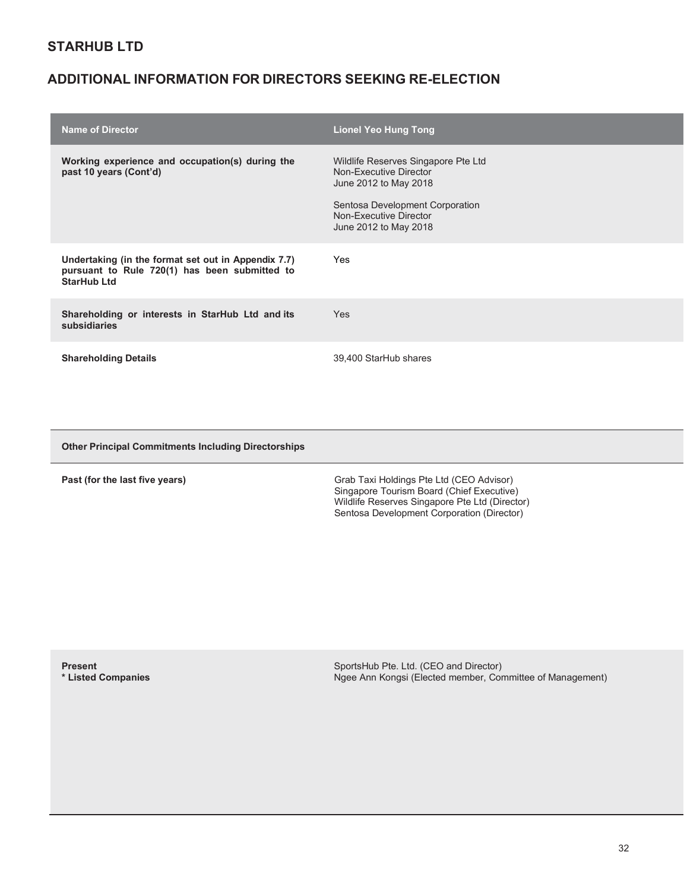## STARHUB LTD

## ADDITIONAL INFORMATION FOR DIRECTORS SEEKING RE-ELECTION

| Name of Director | Lionel Yeo Hung Tong |
| --- | --- |
| **Working experience and occupation(s) during the past 10 years (Cont'd)** | Wildlife Reserves Singapore Pte Ltd<br>Non-Executive Director<br>June 2012 to May 2018<br><br>Sentosa Development Corporation<br>Non-Executive Director<br>June 2012 to May 2018 |
| **Undertaking (in the format set out in Appendix 7.7) pursuant to Rule 720(1) has been submitted to StarHub Ltd** | Yes |
| **Shareholding or interests in StarHub Ltd and its subsidiaries** | Yes |
| **Shareholding Details** | 39,400 StarHub shares |
| **Other Principal Commitments Including Directorships** | |
| **Past (for the last five years)** | Grab Taxi Holdings Pte Ltd (CEO Advisor)<br>Singapore Tourism Board (Chief Executive)<br>Wildlife Reserves Singapore Pte Ltd (Director)<br>Sentosa Development Corporation (Director) |
| **Present**<br>**\* Listed Companies** | SportsHub Pte. Ltd. (CEO and Director)<br>Ngee Ann Kongsi (Elected member, Committee of Management) |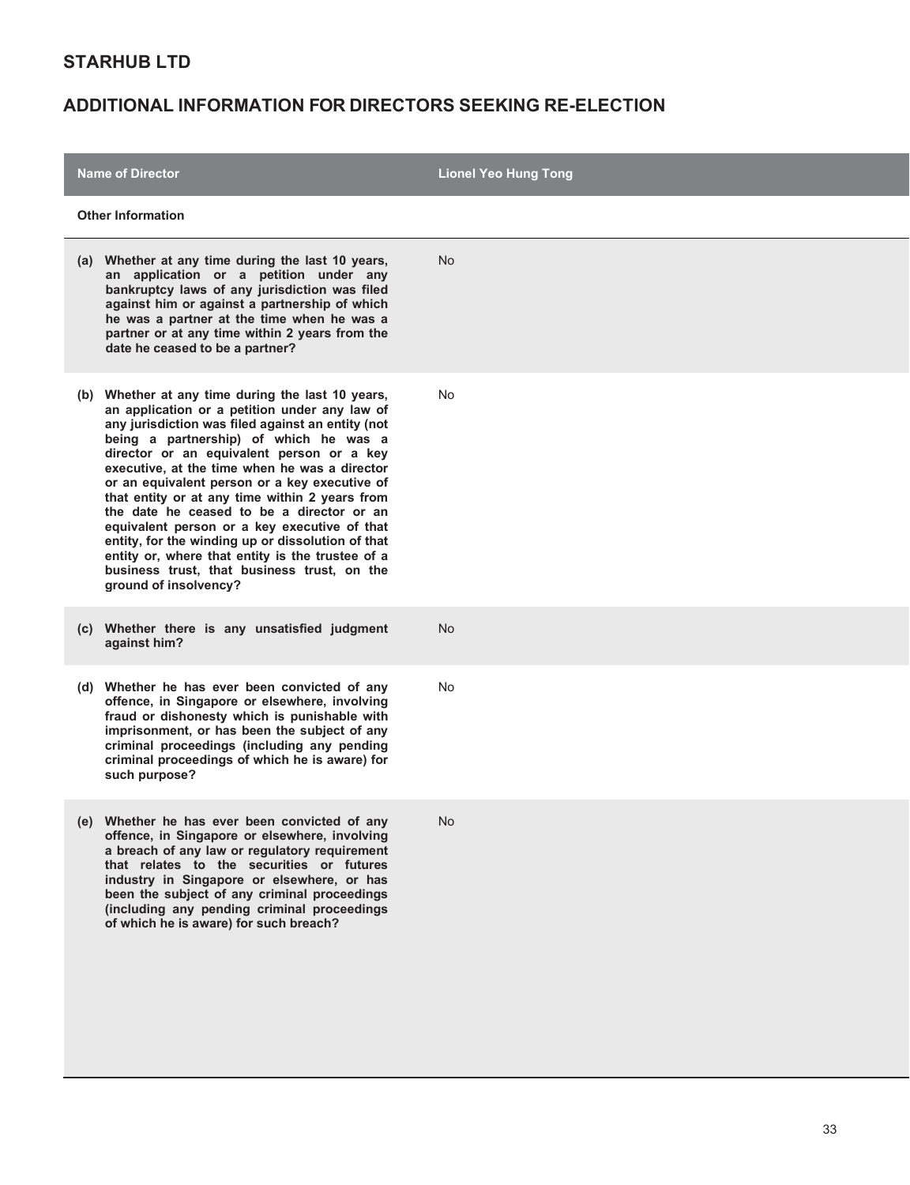# STARHUB LTD

## ADDITIONAL INFORMATION FOR DIRECTORS SEEKING RE-ELECTION

| Name of Director | Lionel Yeo Hung Tong |
|---|---|
| **Other Information** | |
| **(a) Whether at any time during the last 10 years, an application or a petition under any bankruptcy laws of any jurisdiction was filed against him or against a partnership of which he was a partner at the time when he was a partner or at any time within 2 years from the date he ceased to be a partner?** | No |
| **(b) Whether at any time during the last 10 years, an application or a petition under any law of any jurisdiction was filed against an entity (not being a partnership) of which he was a director or an equivalent person or a key executive, at the time when he was a director or an equivalent person or a key executive of that entity or at any time within 2 years from the date he ceased to be a director or an equivalent person or a key executive of that entity, for the winding up or dissolution of that entity or, where that entity is the trustee of a business trust, that business trust, on the ground of insolvency?** | No |
| **(c) Whether there is any unsatisfied judgment against him?** | No |
| **(d) Whether he has ever been convicted of any offence, in Singapore or elsewhere, involving fraud or dishonesty which is punishable with imprisonment, or has been the subject of any criminal proceedings (including any pending criminal proceedings of which he is aware) for such purpose?** | No |
| **(e) Whether he has ever been convicted of any offence, in Singapore or elsewhere, involving a breach of any law or regulatory requirement that relates to the securities or futures industry in Singapore or elsewhere, or has been the subject of any criminal proceedings (including any pending criminal proceedings of which he is aware) for such breach?** | No |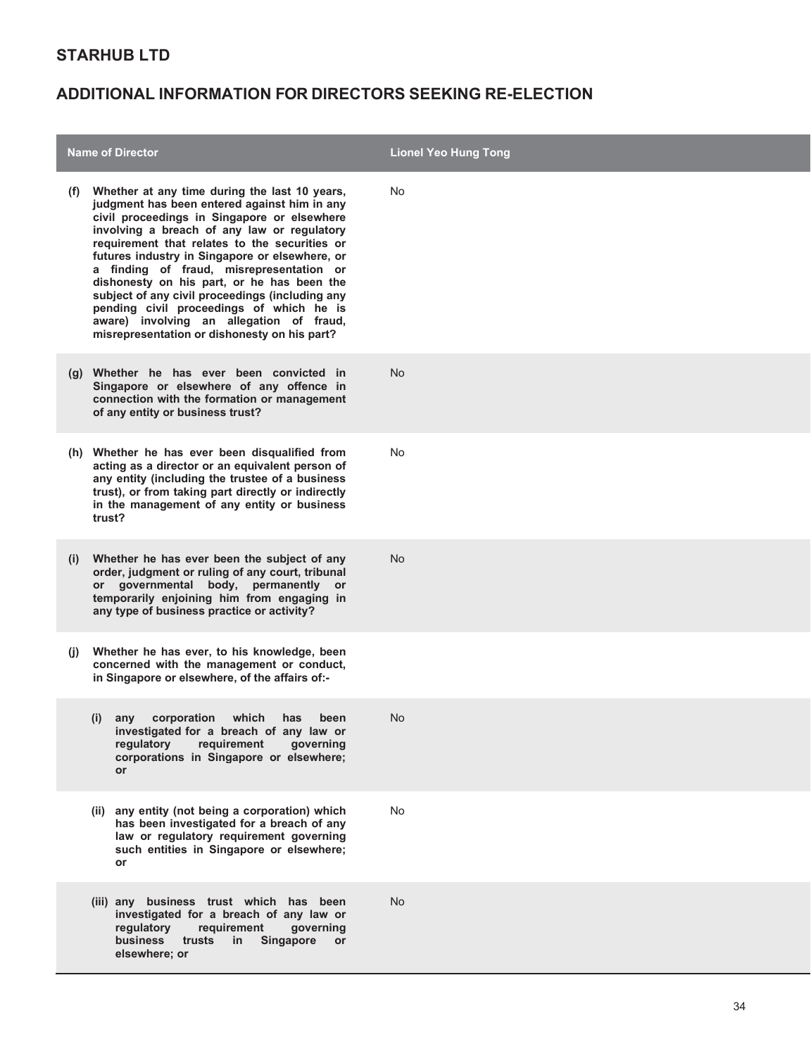## STARHUB LTD

## ADDITIONAL INFORMATION FOR DIRECTORS SEEKING RE-ELECTION

| Name of Director | Lionel Yeo Hung Tong |
|---|---|
| **(f) Whether at any time during the last 10 years, judgment has been entered against him in any civil proceedings in Singapore or elsewhere involving a breach of any law or regulatory requirement that relates to the securities or futures industry in Singapore or elsewhere, or a finding of fraud, misrepresentation or dishonesty on his part, or he has been the subject of any civil proceedings (including any pending civil proceedings of which he is aware) involving an allegation of fraud, misrepresentation or dishonesty on his part?** | No |
| **(g) Whether he has ever been convicted in Singapore or elsewhere of any offence in connection with the formation or management of any entity or business trust?** | No |
| **(h) Whether he has ever been disqualified from acting as a director or an equivalent person of any entity (including the trustee of a business trust), or from taking part directly or indirectly in the management of any entity or business trust?** | No |
| **(i) Whether he has ever been the subject of any order, judgment or ruling of any court, tribunal or governmental body, permanently or temporarily enjoining him from engaging in any type of business practice or activity?** | No |
| **(j) Whether he has ever, to his knowledge, been concerned with the management or conduct, in Singapore or elsewhere, of the affairs of:-** | |
| **(i) any corporation which has been investigated for a breach of any law or regulatory requirement governing corporations in Singapore or elsewhere; or** | No |
| **(ii) any entity (not being a corporation) which has been investigated for a breach of any law or regulatory requirement governing such entities in Singapore or elsewhere; or** | No |
| **(iii) any business trust which has been investigated for a breach of any law or regulatory requirement governing business trusts in Singapore or elsewhere; or** | No |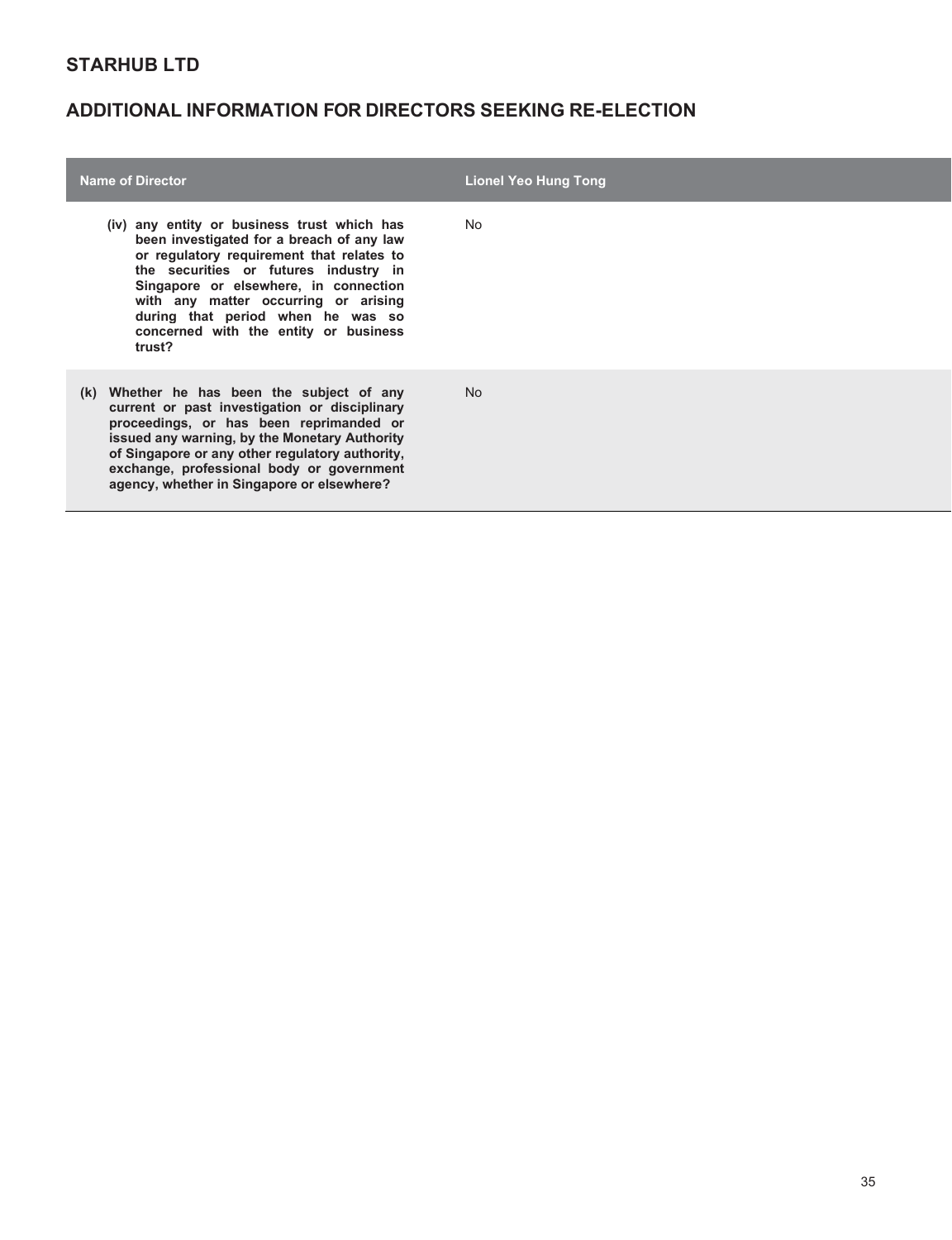## ADDITIONAL INFORMATION FOR DIRECTORS SEEKING RE-ELECTION

| Name of Director | Lionel Yeo Hung Tong |
|---|---|
| **(iv) any entity or business trust which has been investigated for a breach of any law or regulatory requirement that relates to the securities or futures industry in Singapore or elsewhere, in connection with any matter occurring or arising during that period when he was so concerned with the entity or business trust?** | No |
| **(k) Whether he has been the subject of any current or past investigation or disciplinary proceedings, or has been reprimanded or issued any warning, by the Monetary Authority of Singapore or any other regulatory authority, exchange, professional body or government agency, whether in Singapore or elsewhere?** | No |